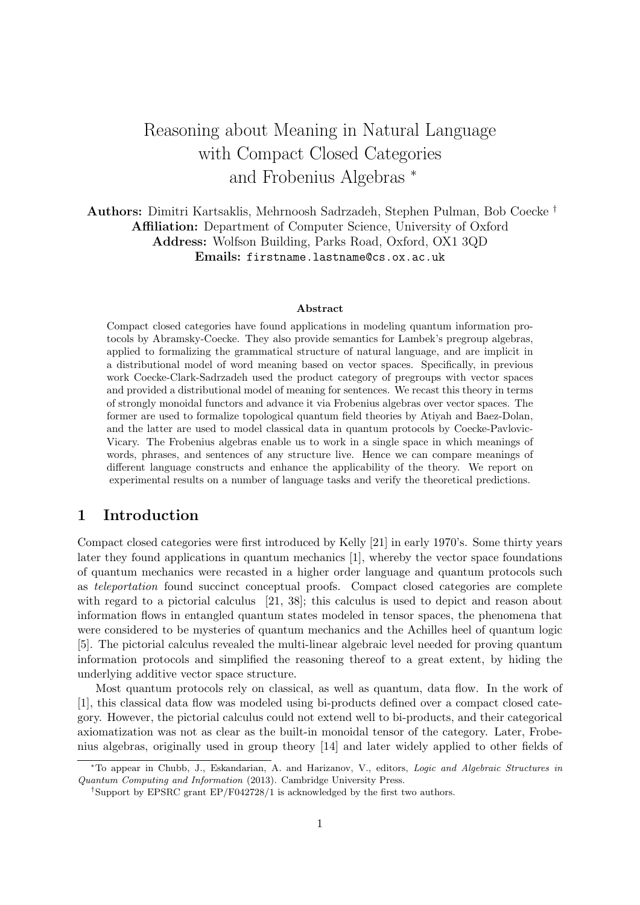# Reasoning about Meaning in Natural Language with Compact Closed Categories and Frobenius Algebras [*]

**Authors:** Dimitri Kartsaklis, Mehrnoosh Sadrzadeh, Stephen Pulman, Bob Coecke [†]
**Affiliation:** Department of Computer Science, University of Oxford
**Address:** Wolfson Building, Parks Road, Oxford, OX1 3QD
**Emails:** `firstname.lastname@cs.ox.ac.uk`

### Abstract

Compact closed categories have found applications in modeling quantum information protocols by Abramsky-Coecke. They also provide semantics for Lambek's pregroup algebras, applied to formalizing the grammatical structure of natural language, and are implicit in a distributional model of word meaning based on vector spaces. Specifically, in previous work Coecke-Clark-Sadrzadeh used the product category of pregroups with vector spaces and provided a distributional model of meaning for sentences. We recast this theory in terms of strongly monoidal functors and advance it via Frobenius algebras over vector spaces. The former are used to formalize topological quantum field theories by Atiyah and Baez-Dolan, and the latter are used to model classical data in quantum protocols by Coecke-Pavlovic-Vicary. The Frobenius algebras enable us to work in a single space in which meanings of words, phrases, and sentences of any structure live. Hence we can compare meanings of different language constructs and enhance the applicability of the theory. We report on experimental results on a number of language tasks and verify the theoretical predictions.

## 1 Introduction

Compact closed categories were first introduced by Kelly [21] in early 1970's. Some thirty years later they found applications in quantum mechanics [1], whereby the vector space foundations of quantum mechanics were recasted in a higher order language and quantum protocols such as *teleportation* found succinct conceptual proofs. Compact closed categories are complete with regard to a pictorial calculus [21, 38]; this calculus is used to depict and reason about information flows in entangled quantum states modeled in tensor spaces, the phenomena that were considered to be mysteries of quantum mechanics and the Achilles heel of quantum logic [5]. The pictorial calculus revealed the multi-linear algebraic level needed for proving quantum information protocols and simplified the reasoning thereof to a great extent, by hiding the underlying additive vector space structure.

Most quantum protocols rely on classical, as well as quantum, data flow. In the work of [1], this classical data flow was modeled using bi-products defined over a compact closed category. However, the pictorial calculus could not extend well to bi-products, and their categorical axiomatization was not as clear as the built-in monoidal tensor of the category. Later, Frobenius algebras, originally used in group theory [14] and later widely applied to other fields of

---

[*] To appear in Chubb, J., Eskandarian, A. and Harizanov, V., editors, *Logic and Algebraic Structures in Quantum Computing and Information* (2013). Cambridge University Press.

[†] Support by EPSRC grant EP/F042728/1 is acknowledged by the first two authors.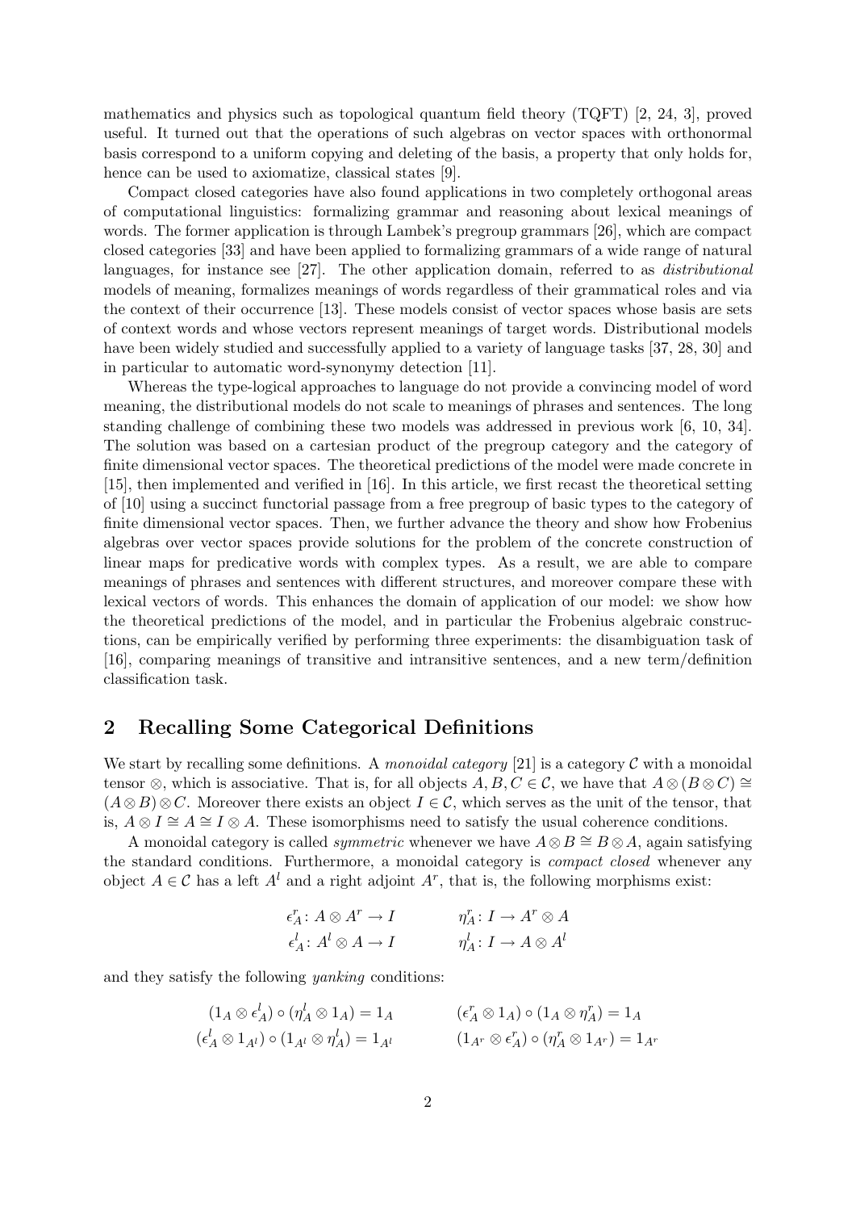mathematics and physics such as topological quantum field theory (TQFT) [2, 24, 3], proved useful. It turned out that the operations of such algebras on vector spaces with orthonormal basis correspond to a uniform copying and deleting of the basis, a property that only holds for, hence can be used to axiomatize, classical states [9].

Compact closed categories have also found applications in two completely orthogonal areas of computational linguistics: formalizing grammar and reasoning about lexical meanings of words. The former application is through Lambek's pregroup grammars [26], which are compact closed categories [33] and have been applied to formalizing grammars of a wide range of natural languages, for instance see [27]. The other application domain, referred to as *distributional* models of meaning, formalizes meanings of words regardless of their grammatical roles and via the context of their occurrence [13]. These models consist of vector spaces whose basis are sets of context words and whose vectors represent meanings of target words. Distributional models have been widely studied and successfully applied to a variety of language tasks [37, 28, 30] and in particular to automatic word-synonymy detection [11].

Whereas the type-logical approaches to language do not provide a convincing model of word meaning, the distributional models do not scale to meanings of phrases and sentences. The long standing challenge of combining these two models was addressed in previous work [6, 10, 34]. The solution was based on a cartesian product of the pregroup category and the category of finite dimensional vector spaces. The theoretical predictions of the model were made concrete in [15], then implemented and verified in [16]. In this article, we first recast the theoretical setting of [10] using a succinct functorial passage from a free pregroup of basic types to the category of finite dimensional vector spaces. Then, we further advance the theory and show how Frobenius algebras over vector spaces provide solutions for the problem of the concrete construction of linear maps for predicative words with complex types. As a result, we are able to compare meanings of phrases and sentences with different structures, and moreover compare these with lexical vectors of words. This enhances the domain of application of our model: we show how the theoretical predictions of the model, and in particular the Frobenius algebraic constructions, can be empirically verified by performing three experiments: the disambiguation task of [16], comparing meanings of transitive and intransitive sentences, and a new term/definition classification task.

## 2 Recalling Some Categorical Definitions

We start by recalling some definitions. A *monoidal category* [21] is a category $\mathcal{C}$ with a monoidal tensor $\otimes$, which is associative. That is, for all objects $A, B, C \in \mathcal{C}$, we have that $A \otimes (B \otimes C) \cong (A \otimes B) \otimes C$. Moreover there exists an object $I \in \mathcal{C}$, which serves as the unit of the tensor, that is, $A \otimes I \cong A \cong I \otimes A$. These isomorphisms need to satisfy the usual coherence conditions.

A monoidal category is called *symmetric* whenever we have $A \otimes B \cong B \otimes A$, again satisfying the standard conditions. Furthermore, a monoidal category is *compact closed* whenever any object $A \in \mathcal{C}$ has a left $A^l$ and a right adjoint $A^r$, that is, the following morphisms exist:

$$\epsilon_A^r \colon A \otimes A^r \to I \qquad \eta_A^r \colon I \to A^r \otimes A$$
$$\epsilon_A^l \colon A^l \otimes A \to I \qquad \eta_A^l \colon I \to A \otimes A^l$$

and they satisfy the following *yanking* conditions:

$$(1_A \otimes \epsilon_A^l) \circ (\eta_A^l \otimes 1_A) = 1_A \qquad (\epsilon_A^r \otimes 1_A) \circ (1_A \otimes \eta_A^r) = 1_A$$
$$(\epsilon_A^l \otimes 1_{A^l}) \circ (1_{A^l} \otimes \eta_A^l) = 1_{A^l} \qquad (1_{A^r} \otimes \epsilon_A^r) \circ (\eta_A^r \otimes 1_{A^r}) = 1_{A^r}$$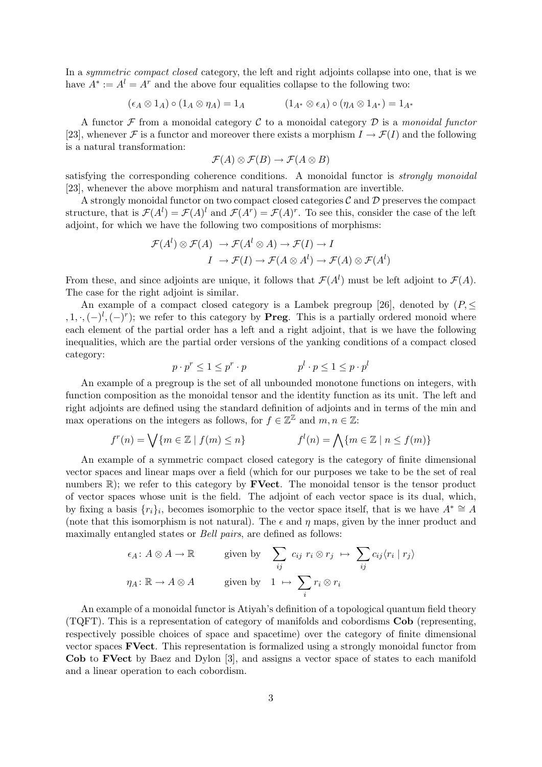In a *symmetric compact closed* category, the left and right adjoints collapse into one, that is we have $A^* := A^l = A^r$ and the above four equalities collapse to the following two:

$$(\epsilon_A \otimes 1_A) \circ (1_A \otimes \eta_A) = 1_A \qquad\qquad (1_{A^*} \otimes \epsilon_A) \circ (\eta_A \otimes 1_{A^*}) = 1_{A^*}$$

A functor $\mathcal{F}$ from a monoidal category $\mathcal{C}$ to a monoidal category $\mathcal{D}$ is a *monoidal functor* [23], whenever $\mathcal{F}$ is a functor and moreover there exists a morphism $I \to \mathcal{F}(I)$ and the following is a natural transformation:

$$\mathcal{F}(A) \otimes \mathcal{F}(B) \to \mathcal{F}(A \otimes B)$$

satisfying the corresponding coherence conditions. A monoidal functor is *strongly monoidal* [23], whenever the above morphism and natural transformation are invertible.

A strongly monoidal functor on two compact closed categories $\mathcal{C}$ and $\mathcal{D}$ preserves the compact structure, that is $\mathcal{F}(A^l) = \mathcal{F}(A)^l$ and $\mathcal{F}(A^r) = \mathcal{F}(A)^r$. To see this, consider the case of the left adjoint, for which we have the following two compositions of morphisms:

$$\begin{aligned} \mathcal{F}(A^l) \otimes \mathcal{F}(A) &\to \mathcal{F}(A^l \otimes A) \to \mathcal{F}(I) \to I \\ I &\to \mathcal{F}(I) \to \mathcal{F}(A \otimes A^l) \to \mathcal{F}(A) \otimes \mathcal{F}(A^l) \end{aligned}$$

From these, and since adjoints are unique, it follows that $\mathcal{F}(A^l)$ must be left adjoint to $\mathcal{F}(A)$. The case for the right adjoint is similar.

An example of a compact closed category is a Lambek pregroup [26], denoted by $(P, \leq, 1, \cdot, (-)^l, (-)^r)$; we refer to this category by **Preg**. This is a partially ordered monoid where each element of the partial order has a left and a right adjoint, that is we have the following inequalities, which are the partial order versions of the yanking conditions of a compact closed category:

$$p \cdot p^r \leq 1 \leq p^r \cdot p \qquad\qquad p^l \cdot p \leq 1 \leq p \cdot p^l$$

An example of a pregroup is the set of all unbounded monotone functions on integers, with function composition as the monoidal tensor and the identity function as its unit. The left and right adjoints are defined using the standard definition of adjoints and in terms of the min and max operations on the integers as follows, for $f \in \mathbb{Z}^{\mathbb{Z}}$ and $m, n \in \mathbb{Z}$:

$$f^r(n) = \bigvee \{m \in \mathbb{Z} \mid f(m) \leq n\} \qquad\qquad f^l(n) = \bigwedge \{m \in \mathbb{Z} \mid n \leq f(m)\}$$

An example of a symmetric compact closed category is the category of finite dimensional vector spaces and linear maps over a field (which for our purposes we take to be the set of real numbers $\mathbb{R}$); we refer to this category by **FVect**. The monoidal tensor is the tensor product of vector spaces whose unit is the field. The adjoint of each vector space is its dual, which, by fixing a basis $\{r_i\}_i$, becomes isomorphic to the vector space itself, that is we have $A^* \cong A$ (note that this isomorphism is not natural). The $\epsilon$ and $\eta$ maps, given by the inner product and maximally entangled states or *Bell pairs*, are defined as follows:

$$\begin{aligned} \epsilon_A \colon A \otimes A \to \mathbb{R} \qquad & \text{given by} \quad \sum_{ij} c_{ij}\ r_i \otimes r_j \ \mapsto\ \sum_{ij} c_{ij} \langle r_i \mid r_j \rangle \\ \eta_A \colon \mathbb{R} \to A \otimes A \qquad & \text{given by} \quad 1 \ \mapsto\ \sum_i r_i \otimes r_i \end{aligned}$$

An example of a monoidal functor is Atiyah's definition of a topological quantum field theory (TQFT). This is a representation of category of manifolds and cobordisms **Cob** (representing, respectively possible choices of space and spacetime) over the category of finite dimensional vector spaces **FVect**. This representation is formalized using a strongly monoidal functor from **Cob** to **FVect** by Baez and Dylon [3], and assigns a vector space of states to each manifold and a linear operation to each cobordism.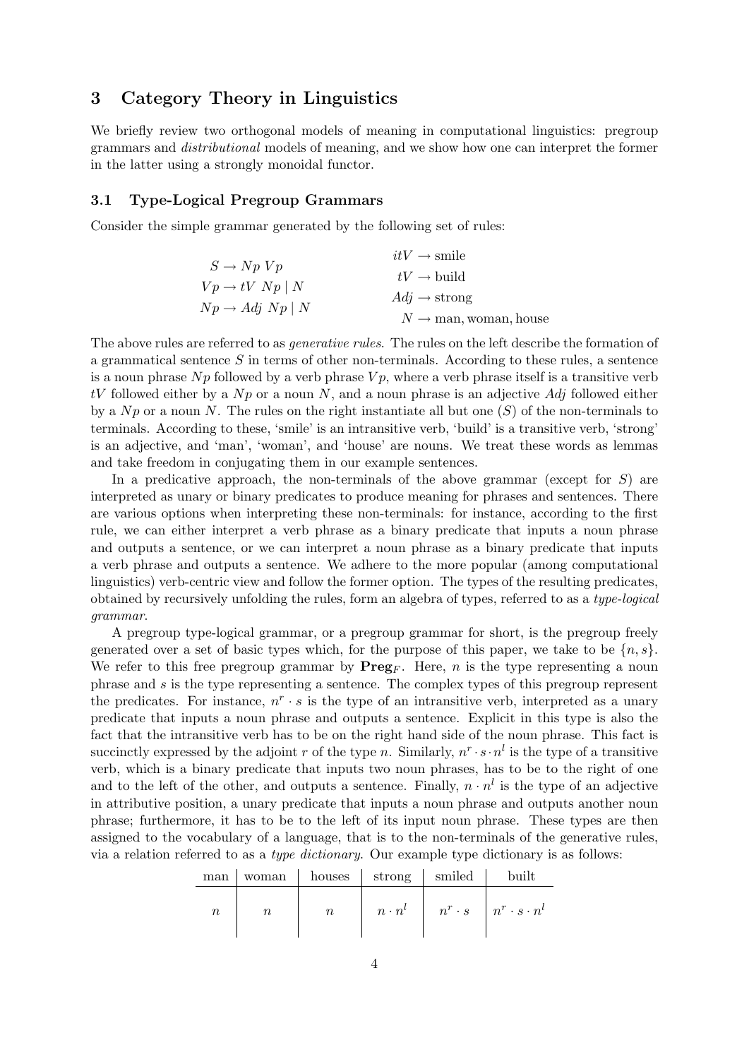## 3 Category Theory in Linguistics

We briefly review two orthogonal models of meaning in computational linguistics: pregroup grammars and *distributional* models of meaning, and we show how one can interpret the former in the latter using a strongly monoidal functor.

### 3.1 Type-Logical Pregroup Grammars

Consider the simple grammar generated by the following set of rules:

$$
\begin{array}{ll}
S \to Np\ Vp & itV \to \text{smile} \\
Vp \to tV\ Np \mid N & tV \to \text{build} \\
Np \to Adj\ Np \mid N & Adj \to \text{strong} \\
 & N \to \text{man, woman, house}
\end{array}
$$

The above rules are referred to as *generative rules*. The rules on the left describe the formation of a grammatical sentence $S$ in terms of other non-terminals. According to these rules, a sentence is a noun phrase $Np$ followed by a verb phrase $Vp$, where a verb phrase itself is a transitive verb $tV$ followed either by a $Np$ or a noun $N$, and a noun phrase is an adjective $Adj$ followed either by a $Np$ or a noun $N$. The rules on the right instantiate all but one ($S$) of the non-terminals to terminals. According to these, 'smile' is an intransitive verb, 'build' is a transitive verb, 'strong' is an adjective, and 'man', 'woman', and 'house' are nouns. We treat these words as lemmas and take freedom in conjugating them in our example sentences.

In a predicative approach, the non-terminals of the above grammar (except for $S$) are interpreted as unary or binary predicates to produce meaning for phrases and sentences. There are various options when interpreting these non-terminals: for instance, according to the first rule, we can either interpret a verb phrase as a binary predicate that inputs a noun phrase and outputs a sentence, or we can interpret a noun phrase as a binary predicate that inputs a verb phrase and outputs a sentence. We adhere to the more popular (among computational linguistics) verb-centric view and follow the former option. The types of the resulting predicates, obtained by recursively unfolding the rules, form an algebra of types, referred to as a *type-logical grammar*.

A pregroup type-logical grammar, or a pregroup grammar for short, is the pregroup freely generated over a set of basic types which, for the purpose of this paper, we take to be $\{n, s\}$. We refer to this free pregroup grammar by $\mathbf{Preg}_F$. Here, $n$ is the type representing a noun phrase and $s$ is the type representing a sentence. The complex types of this pregroup represent the predicates. For instance, $n^r \cdot s$ is the type of an intransitive verb, interpreted as a unary predicate that inputs a noun phrase and outputs a sentence. Explicit in this type is also the fact that the intransitive verb has to be on the right hand side of the noun phrase. This fact is succinctly expressed by the adjoint $r$ of the type $n$. Similarly, $n^r \cdot s \cdot n^l$ is the type of a transitive verb, which is a binary predicate that inputs two noun phrases, has to be to the right of one and to the left of the other, and outputs a sentence. Finally, $n \cdot n^l$ is the type of an adjective in attributive position, a unary predicate that inputs a noun phrase and outputs another noun phrase; furthermore, it has to be to the left of its input noun phrase. These types are then assigned to the vocabulary of a language, that is to the non-terminals of the generative rules, via a relation referred to as a *type dictionary*. Our example type dictionary is as follows:

| man | woman | houses | strong | smiled | built |
|---|---|---|---|---|---|
| $n$ | $n$ | $n$ | $n \cdot n^l$ | $n^r \cdot s$ | $n^r \cdot s \cdot n^l$ |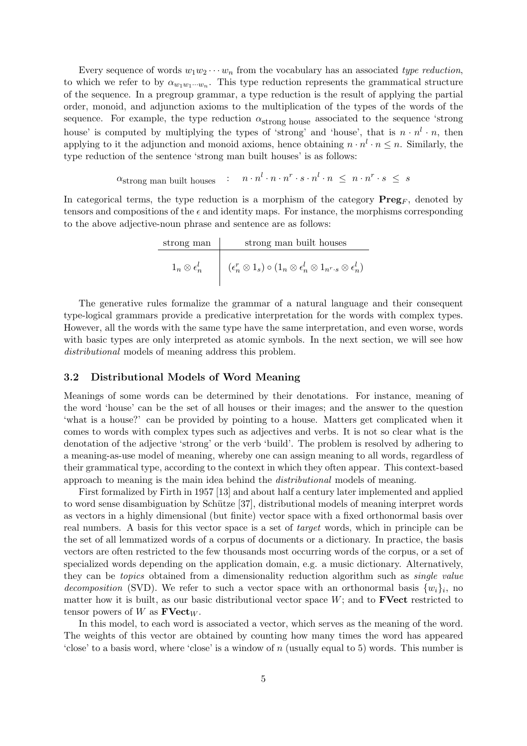Every sequence of words $w_1 w_2 \cdots w_n$ from the vocabulary has an associated *type reduction*, to which we refer to by $\alpha_{w_1 w_1 \cdots w_n}$. This type reduction represents the grammatical structure of the sequence. In a pregroup grammar, a type reduction is the result of applying the partial order, monoid, and adjunction axioms to the multiplication of the types of the words of the sequence. For example, the type reduction $\alpha_{\text{strong house}}$ associated to the sequence 'strong house' is computed by multiplying the types of 'strong' and 'house', that is $n \cdot n^l \cdot n$, then applying to it the adjunction and monoid axioms, hence obtaining $n \cdot n^l \cdot n \leq n$. Similarly, the type reduction of the sentence 'strong man built houses' is as follows:

$$\alpha_{\text{strong man built houses}} \quad : \quad n \cdot n^l \cdot n \cdot n^r \cdot s \cdot n^l \cdot n \ \leq \ n \cdot n^r \cdot s \ \leq \ s$$

In categorical terms, the type reduction is a morphism of the category $\mathbf{Preg}_F$, denoted by tensors and compositions of the $\epsilon$ and identity maps. For instance, the morphisms corresponding to the above adjective-noun phrase and sentence are as follows:

| strong man | strong man built houses |
|---|---|
| $1_n \otimes \epsilon_n^l$ | $(\epsilon_n^r \otimes 1_s) \circ (1_n \otimes \epsilon_n^l \otimes 1_{n^r \cdot s} \otimes \epsilon_n^l)$ |

The generative rules formalize the grammar of a natural language and their consequent type-logical grammars provide a predicative interpretation for the words with complex types. However, all the words with the same type have the same interpretation, and even worse, words with basic types are only interpreted as atomic symbols. In the next section, we will see how *distributional* models of meaning address this problem.

### 3.2 Distributional Models of Word Meaning

Meanings of some words can be determined by their denotations. For instance, meaning of the word 'house' can be the set of all houses or their images; and the answer to the question 'what is a house?' can be provided by pointing to a house. Matters get complicated when it comes to words with complex types such as adjectives and verbs. It is not so clear what is the denotation of the adjective 'strong' or the verb 'build'. The problem is resolved by adhering to a meaning-as-use model of meaning, whereby one can assign meaning to all words, regardless of their grammatical type, according to the context in which they often appear. This context-based approach to meaning is the main idea behind the *distributional* models of meaning.

First formalized by Firth in 1957 [13] and about half a century later implemented and applied to word sense disambiguation by Schütze [37], distributional models of meaning interpret words as vectors in a highly dimensional (but finite) vector space with a fixed orthonormal basis over real numbers. A basis for this vector space is a set of *target* words, which in principle can be the set of all lemmatized words of a corpus of documents or a dictionary. In practice, the basis vectors are often restricted to the few thousands most occurring words of the corpus, or a set of specialized words depending on the application domain, e.g. a music dictionary. Alternatively, they can be *topics* obtained from a dimensionality reduction algorithm such as *single value decomposition* (SVD). We refer to such a vector space with an orthonormal basis $\{w_i\}_i$, no matter how it is built, as our basic distributional vector space $W$; and to $\mathbf{FVect}$ restricted to tensor powers of $W$ as $\mathbf{FVect}_W$.

In this model, to each word is associated a vector, which serves as the meaning of the word. The weights of this vector are obtained by counting how many times the word has appeared 'close' to a basis word, where 'close' is a window of $n$ (usually equal to 5) words. This number is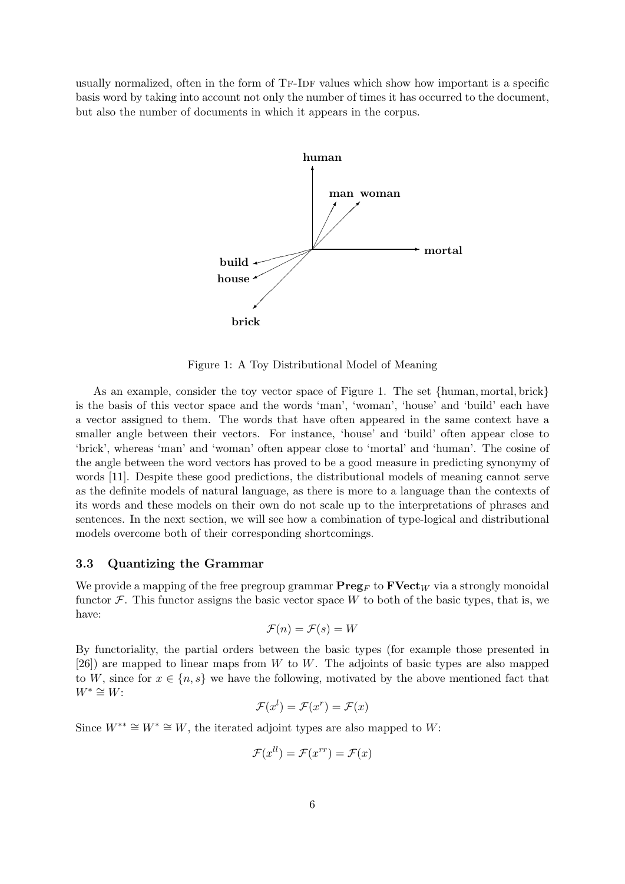usually normalized, often in the form of TF-IDF values which show how important is a specific basis word by taking into account not only the number of times it has occurred to the document, but also the number of documents in which it appears in the corpus.

Figure 1: A Toy Distributional Model of Meaning

As an example, consider the toy vector space of Figure 1. The set $\{\text{human}, \text{mortal}, \text{brick}\}$ is the basis of this vector space and the words 'man', 'woman', 'house' and 'build' each have a vector assigned to them. The words that have often appeared in the same context have a smaller angle between their vectors. For instance, 'house' and 'build' often appear close to 'brick', whereas 'man' and 'woman' often appear close to 'mortal' and 'human'. The cosine of the angle between the word vectors has proved to be a good measure in predicting synonymy of words [11]. Despite these good predictions, the distributional models of meaning cannot serve as the definite models of natural language, as there is more to a language than the contexts of its words and these models on their own do not scale up to the interpretations of phrases and sentences. In the next section, we will see how a combination of type-logical and distributional models overcome both of their corresponding shortcomings.

### 3.3 Quantizing the Grammar

We provide a mapping of the free pregroup grammar $\mathbf{Preg}_F$ to $\mathbf{FVect}_W$ via a strongly monoidal functor $\mathcal{F}$. This functor assigns the basic vector space $W$ to both of the basic types, that is, we have:

$$\mathcal{F}(n) = \mathcal{F}(s) = W$$

By functoriality, the partial orders between the basic types (for example those presented in [26]) are mapped to linear maps from $W$ to $W$. The adjoints of basic types are also mapped to $W$, since for $x \in \{n, s\}$ we have the following, motivated by the above mentioned fact that $W^* \cong W$:

$$\mathcal{F}(x^l) = \mathcal{F}(x^r) = \mathcal{F}(x)$$

Since $W^{**} \cong W^* \cong W$, the iterated adjoint types are also mapped to $W$:

$$\mathcal{F}(x^{ll}) = \mathcal{F}(x^{rr}) = \mathcal{F}(x)$$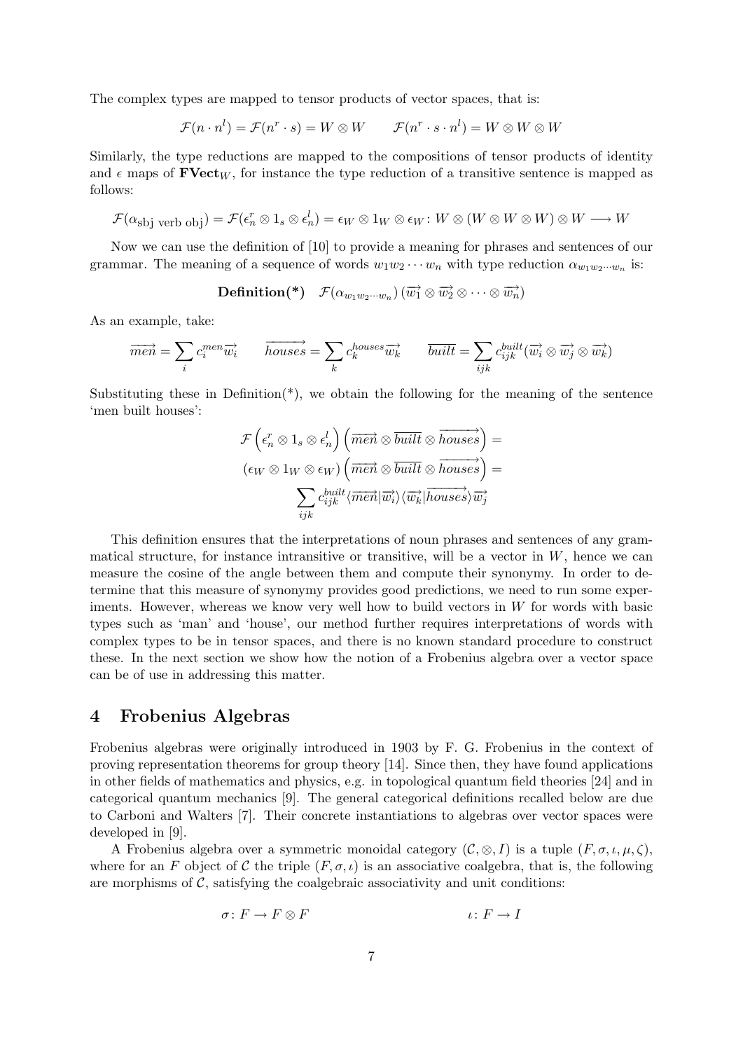The complex types are mapped to tensor products of vector spaces, that is:

$$\mathcal{F}(n \cdot n^l) = \mathcal{F}(n^r \cdot s) = W \otimes W \qquad \mathcal{F}(n^r \cdot s \cdot n^l) = W \otimes W \otimes W$$

Similarly, the type reductions are mapped to the compositions of tensor products of identity and $\epsilon$ maps of $\mathbf{FVect}_W$, for instance the type reduction of a transitive sentence is mapped as follows:

$$\mathcal{F}(\alpha_{\text{sbj verb obj}}) = \mathcal{F}(\epsilon_n^r \otimes 1_s \otimes \epsilon_n^l) = \epsilon_W \otimes 1_W \otimes \epsilon_W \colon W \otimes (W \otimes W \otimes W) \otimes W \longrightarrow W$$

Now we can use the definition of [10] to provide a meaning for phrases and sentences of our grammar. The meaning of a sequence of words $w_1 w_2 \cdots w_n$ with type reduction $\alpha_{w_1 w_2 \cdots w_n}$ is:

$$\textbf{Definition(*)} \quad \mathcal{F}(\alpha_{w_1 w_2 \cdots w_n})\,(\overrightarrow{w_1} \otimes \overrightarrow{w_2} \otimes \cdots \otimes \overrightarrow{w_n})$$

As an example, take:

$$\overrightarrow{men} = \sum_i c_i^{men} \overrightarrow{w_i} \qquad \overrightarrow{houses} = \sum_k c_k^{houses} \overrightarrow{w_k} \qquad \overline{built} = \sum_{ijk} c_{ijk}^{built} (\overrightarrow{w_i} \otimes \overrightarrow{w_j} \otimes \overrightarrow{w_k})$$

Substituting these in Definition(*), we obtain the following for the meaning of the sentence 'men built houses':

$$\mathcal{F}\left(\epsilon_n^r \otimes 1_s \otimes \epsilon_n^l\right)\left(\overrightarrow{men} \otimes \overline{built} \otimes \overrightarrow{houses}\right) =$$

$$(\epsilon_W \otimes 1_W \otimes \epsilon_W)\left(\overrightarrow{men} \otimes \overline{built} \otimes \overrightarrow{houses}\right) =$$

$$\sum_{ijk} c_{ijk}^{built} \langle \overrightarrow{men} | \overrightarrow{w_i} \rangle \langle \overrightarrow{w_k} | \overrightarrow{houses} \rangle \overrightarrow{w_j}$$

This definition ensures that the interpretations of noun phrases and sentences of any grammatical structure, for instance intransitive or transitive, will be a vector in $W$, hence we can measure the cosine of the angle between them and compute their synonymy. In order to determine that this measure of synonymy provides good predictions, we need to run some experiments. However, whereas we know very well how to build vectors in $W$ for words with basic types such as 'man' and 'house', our method further requires interpretations of words with complex types to be in tensor spaces, and there is no known standard procedure to construct these. In the next section we show how the notion of a Frobenius algebra over a vector space can be of use in addressing this matter.

## 4 Frobenius Algebras

Frobenius algebras were originally introduced in 1903 by F. G. Frobenius in the context of proving representation theorems for group theory [14]. Since then, they have found applications in other fields of mathematics and physics, e.g. in topological quantum field theories [24] and in categorical quantum mechanics [9]. The general categorical definitions recalled below are due to Carboni and Walters [7]. Their concrete instantiations to algebras over vector spaces were developed in [9].

A Frobenius algebra over a symmetric monoidal category $(\mathcal{C}, \otimes, I)$ is a tuple $(F, \sigma, \iota, \mu, \zeta)$, where for an $F$ object of $\mathcal{C}$ the triple $(F, \sigma, \iota)$ is an associative coalgebra, that is, the following are morphisms of $\mathcal{C}$, satisfying the coalgebraic associativity and unit conditions:

$$\sigma \colon F \to F \otimes F \qquad\qquad \iota \colon F \to I$$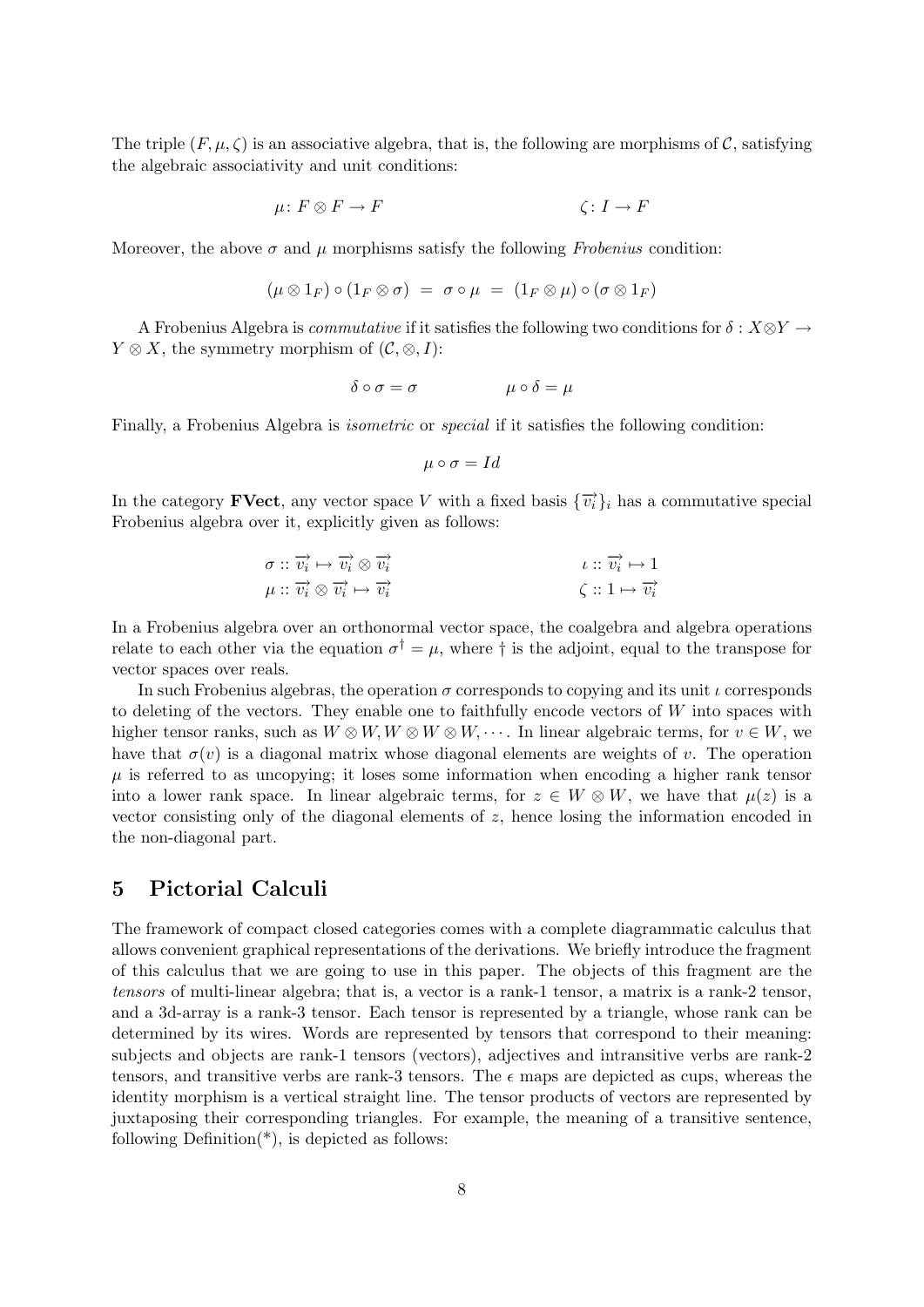The triple $(F, \mu, \zeta)$ is an associative algebra, that is, the following are morphisms of $\mathcal{C}$, satisfying the algebraic associativity and unit conditions:

$$\mu \colon F \otimes F \to F \qquad\qquad\qquad \zeta \colon I \to F$$

Moreover, the above $\sigma$ and $\mu$ morphisms satisfy the following *Frobenius* condition:

$$(\mu \otimes 1_F) \circ (1_F \otimes \sigma) \;=\; \sigma \circ \mu \;=\; (1_F \otimes \mu) \circ (\sigma \otimes 1_F)$$

A Frobenius Algebra is *commutative* if it satisfies the following two conditions for $\delta : X \otimes Y \to Y \otimes X$, the symmetry morphism of $(\mathcal{C}, \otimes, I)$:

$$\delta \circ \sigma = \sigma \qquad\qquad \mu \circ \delta = \mu$$

Finally, a Frobenius Algebra is *isometric* or *special* if it satisfies the following condition:

$$\mu \circ \sigma = Id$$

In the category **FVect**, any vector space $V$ with a fixed basis $\{\overrightarrow{v_i}\}_i$ has a commutative special Frobenius algebra over it, explicitly given as follows:

$$\sigma :: \overrightarrow{v_i} \mapsto \overrightarrow{v_i} \otimes \overrightarrow{v_i} \qquad\qquad \iota :: \overrightarrow{v_i} \mapsto 1$$

$$\mu :: \overrightarrow{v_i} \otimes \overrightarrow{v_i} \mapsto \overrightarrow{v_i} \qquad\qquad \zeta :: 1 \mapsto \overrightarrow{v_i}$$

In a Frobenius algebra over an orthonormal vector space, the coalgebra and algebra operations relate to each other via the equation $\sigma^\dagger = \mu$, where $\dagger$ is the adjoint, equal to the transpose for vector spaces over reals.

In such Frobenius algebras, the operation $\sigma$ corresponds to copying and its unit $\iota$ corresponds to deleting of the vectors. They enable one to faithfully encode vectors of $W$ into spaces with higher tensor ranks, such as $W \otimes W, W \otimes W \otimes W, \cdots$. In linear algebraic terms, for $v \in W$, we have that $\sigma(v)$ is a diagonal matrix whose diagonal elements are weights of $v$. The operation $\mu$ is referred to as uncopying; it loses some information when encoding a higher rank tensor into a lower rank space. In linear algebraic terms, for $z \in W \otimes W$, we have that $\mu(z)$ is a vector consisting only of the diagonal elements of $z$, hence losing the information encoded in the non-diagonal part.

## 5 Pictorial Calculi

The framework of compact closed categories comes with a complete diagrammatic calculus that allows convenient graphical representations of the derivations. We briefly introduce the fragment of this calculus that we are going to use in this paper. The objects of this fragment are the *tensors* of multi-linear algebra; that is, a vector is a rank-1 tensor, a matrix is a rank-2 tensor, and a 3d-array is a rank-3 tensor. Each tensor is represented by a triangle, whose rank can be determined by its wires. Words are represented by tensors that correspond to their meaning: subjects and objects are rank-1 tensors (vectors), adjectives and intransitive verbs are rank-2 tensors, and transitive verbs are rank-3 tensors. The $\epsilon$ maps are depicted as cups, whereas the identity morphism is a vertical straight line. The tensor products of vectors are represented by juxtaposing their corresponding triangles. For example, the meaning of a transitive sentence, following Definition(*), is depicted as follows: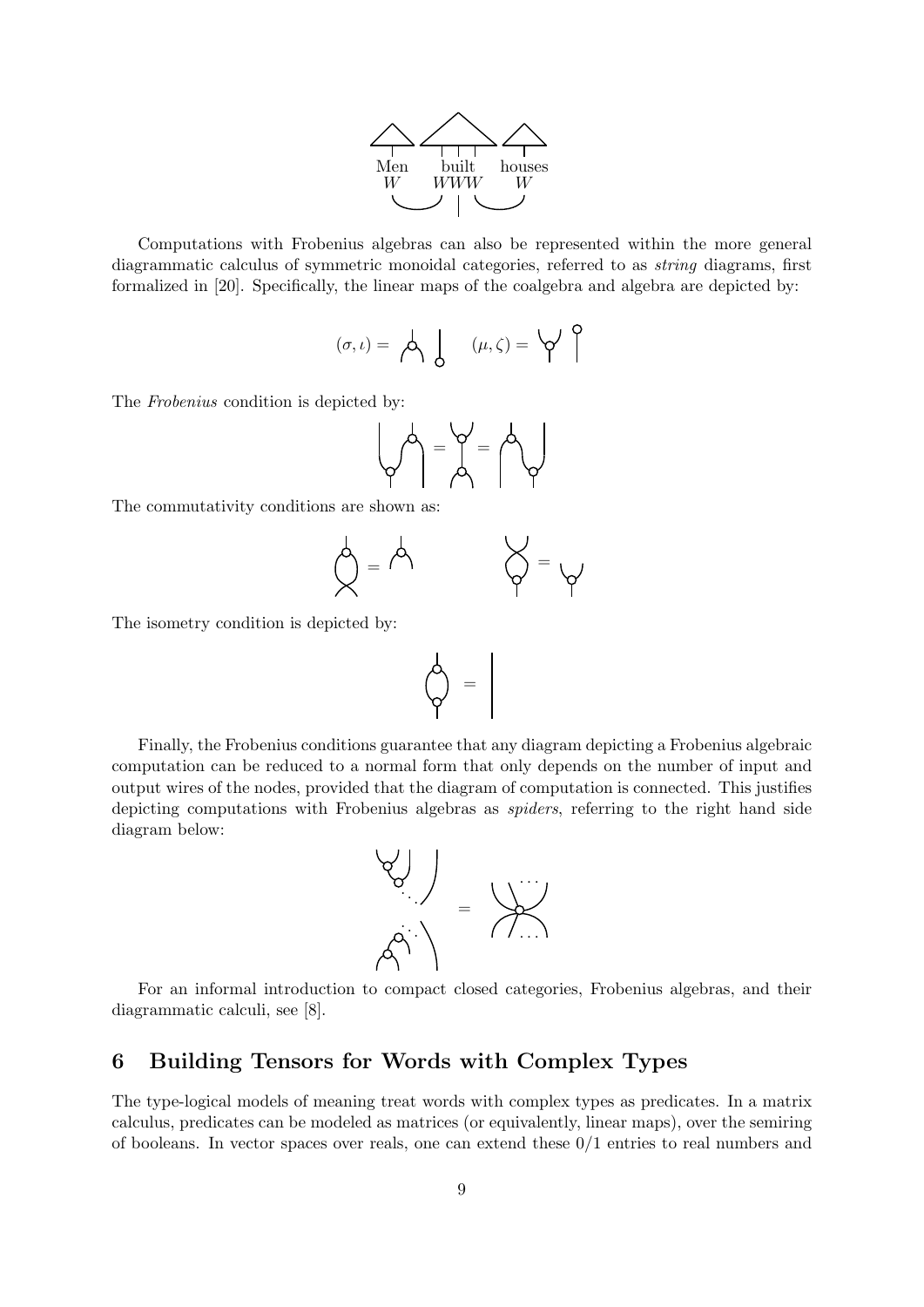Men built houses
$W$ $WWW$ $W$

Computations with Frobenius algebras can also be represented within the more general diagrammatic calculus of symmetric monoidal categories, referred to as *string* diagrams, first formalized in [20]. Specifically, the linear maps of the coalgebra and algebra are depicted by:

$$(\sigma, \iota) = \qquad (\mu, \zeta) =$$

The *Frobenius* condition is depicted by:

The commutativity conditions are shown as:

The isometry condition is depicted by:

Finally, the Frobenius conditions guarantee that any diagram depicting a Frobenius algebraic computation can be reduced to a normal form that only depends on the number of input and output wires of the nodes, provided that the diagram of computation is connected. This justifies depicting computations with Frobenius algebras as *spiders*, referring to the right hand side diagram below:

For an informal introduction to compact closed categories, Frobenius algebras, and their diagrammatic calculi, see [8].

## 6 Building Tensors for Words with Complex Types

The type-logical models of meaning treat words with complex types as predicates. In a matrix calculus, predicates can be modeled as matrices (or equivalently, linear maps), over the semiring of booleans. In vector spaces over reals, one can extend these 0/1 entries to real numbers and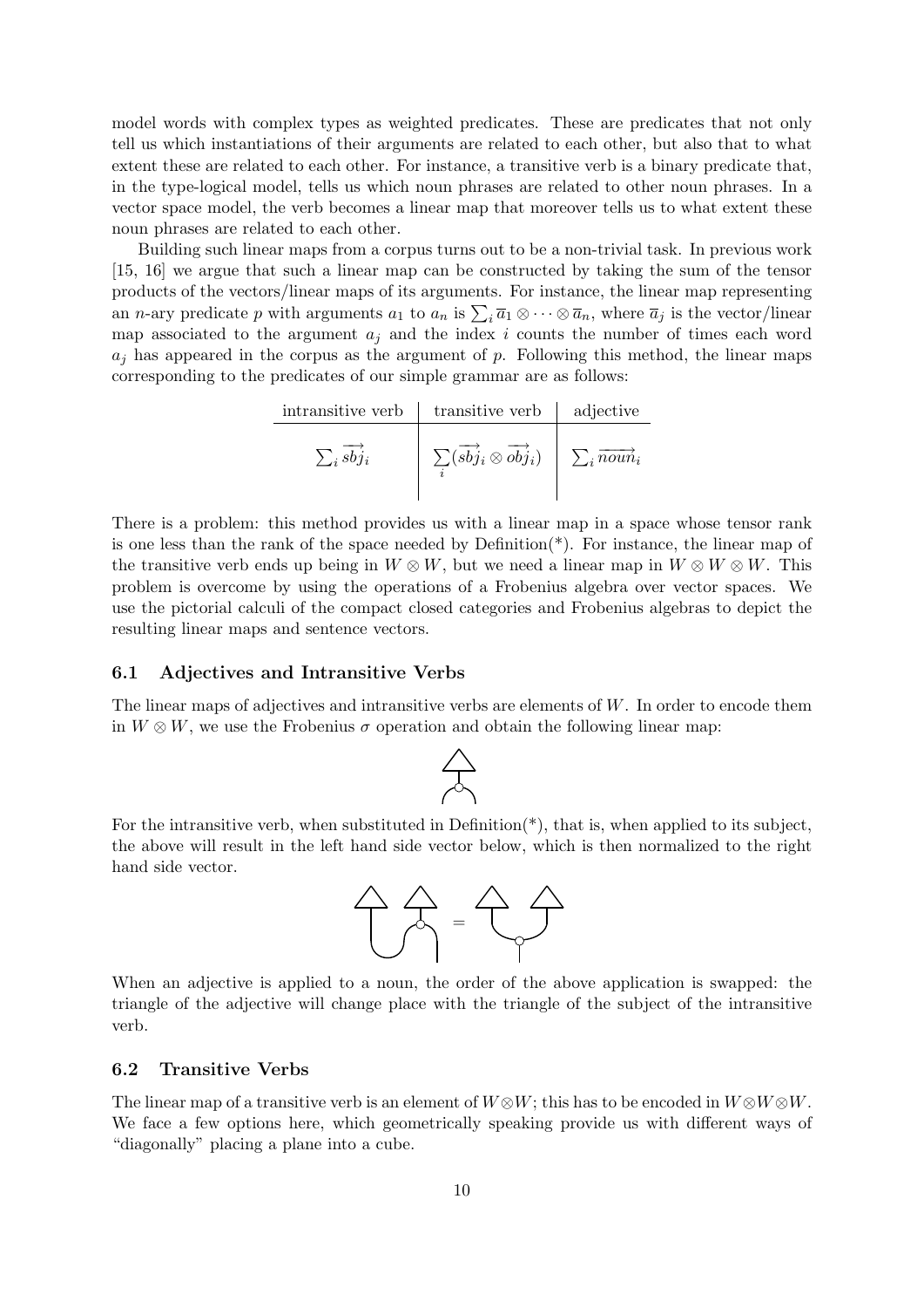model words with complex types as weighted predicates. These are predicates that not only tell us which instantiations of their arguments are related to each other, but also that to what extent these are related to each other. For instance, a transitive verb is a binary predicate that, in the type-logical model, tells us which noun phrases are related to other noun phrases. In a vector space model, the verb becomes a linear map that moreover tells us to what extent these noun phrases are related to each other.

Building such linear maps from a corpus turns out to be a non-trivial task. In previous work [15, 16] we argue that such a linear map can be constructed by taking the sum of the tensor products of the vectors/linear maps of its arguments. For instance, the linear map representing an $n$-ary predicate $p$ with arguments $a_1$ to $a_n$ is $\sum_i \overline{a}_1 \otimes \cdots \otimes \overline{a}_n$, where $\overline{a}_j$ is the vector/linear map associated to the argument $a_j$ and the index $i$ counts the number of times each word $a_j$ has appeared in the corpus as the argument of $p$. Following this method, the linear maps corresponding to the predicates of our simple grammar are as follows:

| intransitive verb | transitive verb | adjective |
|---|---|---|
| $\sum_i \overrightarrow{sbj}_i$ | $\sum_i (\overrightarrow{sbj}_i \otimes \overrightarrow{obj}_i)$ | $\sum_i \overrightarrow{noun}_i$ |

There is a problem: this method provides us with a linear map in a space whose tensor rank is one less than the rank of the space needed by Definition(*). For instance, the linear map of the transitive verb ends up being in $W \otimes W$, but we need a linear map in $W \otimes W \otimes W$. This problem is overcome by using the operations of a Frobenius algebra over vector spaces. We use the pictorial calculi of the compact closed categories and Frobenius algebras to depict the resulting linear maps and sentence vectors.

### 6.1 Adjectives and Intransitive Verbs

The linear maps of adjectives and intransitive verbs are elements of $W$. In order to encode them in $W \otimes W$, we use the Frobenius $\sigma$ operation and obtain the following linear map:

For the intransitive verb, when substituted in Definition(*), that is, when applied to its subject, the above will result in the left hand side vector below, which is then normalized to the right hand side vector.

When an adjective is applied to a noun, the order of the above application is swapped: the triangle of the adjective will change place with the triangle of the subject of the intransitive verb.

### 6.2 Transitive Verbs

The linear map of a transitive verb is an element of $W \otimes W$; this has to be encoded in $W \otimes W \otimes W$. We face a few options here, which geometrically speaking provide us with different ways of "diagonally" placing a plane into a cube.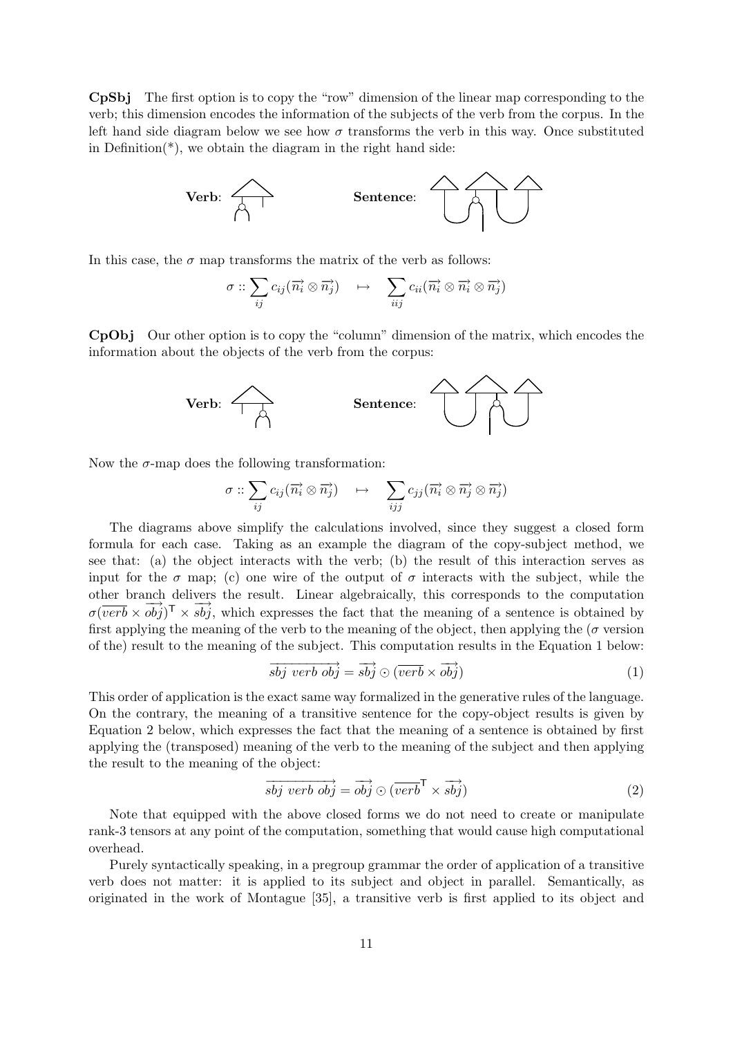**CpSbj** The first option is to copy the "row" dimension of the linear map corresponding to the verb; this dimension encodes the information of the subjects of the verb from the corpus. In the left hand side diagram below we see how $\sigma$ transforms the verb in this way. Once substituted in Definition(*), we obtain the diagram in the right hand side:

**Verb**: **Sentence**:

In this case, the $\sigma$ map transforms the matrix of the verb as follows:

$$\sigma :: \sum_{ij} c_{ij}(\overrightarrow{n_i} \otimes \overrightarrow{n_j}) \quad \mapsto \quad \sum_{iij} c_{ii}(\overrightarrow{n_i} \otimes \overrightarrow{n_i} \otimes \overrightarrow{n_j})$$

**CpObj** Our other option is to copy the "column" dimension of the matrix, which encodes the information about the objects of the verb from the corpus:

**Verb**: **Sentence**:

Now the $\sigma$-map does the following transformation:

$$\sigma :: \sum_{ij} c_{ij}(\overrightarrow{n_i} \otimes \overrightarrow{n_j}) \quad \mapsto \quad \sum_{ijj} c_{jj}(\overrightarrow{n_i} \otimes \overrightarrow{n_j} \otimes \overrightarrow{n_j})$$

The diagrams above simplify the calculations involved, since they suggest a closed form formula for each case. Taking as an example the diagram of the copy-subject method, we see that: (a) the object interacts with the verb; (b) the result of this interaction serves as input for the $\sigma$ map; (c) one wire of the output of $\sigma$ interacts with the subject, while the other branch delivers the result. Linear algebraically, this corresponds to the computation $\sigma(\overline{verb} \times \overrightarrow{obj})^{\mathsf{T}} \times \overrightarrow{sbj}$, which expresses the fact that the meaning of a sentence is obtained by first applying the meaning of the verb to the meaning of the object, then applying the ($\sigma$ version of the) result to the meaning of the subject. This computation results in the Equation 1 below:

$$\overrightarrow{sbj\ verb\ obj} = \overrightarrow{sbj} \odot (\overline{verb} \times \overrightarrow{obj}) \tag{1}$$

This order of application is the exact same way formalized in the generative rules of the language. On the contrary, the meaning of a transitive sentence for the copy-object results is given by Equation 2 below, which expresses the fact that the meaning of a sentence is obtained by first applying the (transposed) meaning of the verb to the meaning of the subject and then applying the result to the meaning of the object:

$$\overrightarrow{sbj\ verb\ obj} = \overrightarrow{obj} \odot (\overline{verb}^{\mathsf{T}} \times \overrightarrow{sbj}) \tag{2}$$

Note that equipped with the above closed forms we do not need to create or manipulate rank-3 tensors at any point of the computation, something that would cause high computational overhead.

Purely syntactically speaking, in a pregroup grammar the order of application of a transitive verb does not matter: it is applied to its subject and object in parallel. Semantically, as originated in the work of Montague [35], a transitive verb is first applied to its object and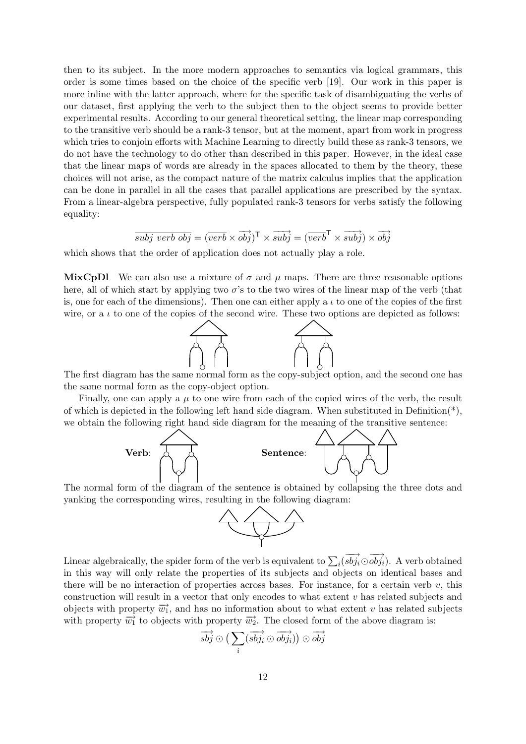then to its subject. In the more modern approaches to semantics via logical grammars, this order is some times based on the choice of the specific verb [19]. Our work in this paper is more inline with the latter approach, where for the specific task of disambiguating the verbs of our dataset, first applying the verb to the subject then to the object seems to provide better experimental results. According to our general theoretical setting, the linear map corresponding to the transitive verb should be a rank-3 tensor, but at the moment, apart from work in progress which tries to conjoin efforts with Machine Learning to directly build these as rank-3 tensors, we do not have the technology to do other than described in this paper. However, in the ideal case that the linear maps of words are already in the spaces allocated to them by the theory, these choices will not arise, as the compact nature of the matrix calculus implies that the application can be done in parallel in all the cases that parallel applications are prescribed by the syntax. From a linear-algebra perspective, fully populated rank-3 tensors for verbs satisfy the following equality:

$$\overline{subj\ verb\ obj} = (\overline{verb} \times \overrightarrow{obj})^{\mathsf{T}} \times \overrightarrow{subj} = (\overline{verb}^{\mathsf{T}} \times \overrightarrow{subj}) \times \overrightarrow{obj}$$

which shows that the order of application does not actually play a role.

**MixCpDl** We can also use a mixture of $\sigma$ and $\mu$ maps. There are three reasonable options here, all of which start by applying two $\sigma$'s to the two wires of the linear map of the verb (that is, one for each of the dimensions). Then one can either apply a $\iota$ to one of the copies of the first wire, or a $\iota$ to one of the copies of the second wire. These two options are depicted as follows:

The first diagram has the same normal form as the copy-subject option, and the second one has the same normal form as the copy-object option.

Finally, one can apply a $\mu$ to one wire from each of the copied wires of the verb, the result of which is depicted in the following left hand side diagram. When substituted in Definition(*), we obtain the following right hand side diagram for the meaning of the transitive sentence:

**Verb**: **Sentence**:

The normal form of the diagram of the sentence is obtained by collapsing the three dots and yanking the corresponding wires, resulting in the following diagram:

Linear algebraically, the spider form of the verb is equivalent to $\sum_i (\overrightarrow{sbj_i} \odot \overrightarrow{obj_i})$. A verb obtained in this way will only relate the properties of its subjects and objects on identical bases and there will be no interaction of properties across bases. For instance, for a certain verb $v$, this construction will result in a vector that only encodes to what extent $v$ has related subjects and objects with property $\overrightarrow{w_1}$, and has no information about to what extent $v$ has related subjects with property $\overrightarrow{w_1}$ to objects with property $\overrightarrow{w_2}$. The closed form of the above diagram is:

$$\overrightarrow{sbj} \odot \big( \sum_i (\overrightarrow{sbj_i} \odot \overrightarrow{obj_i}) \big) \odot \overrightarrow{obj}$$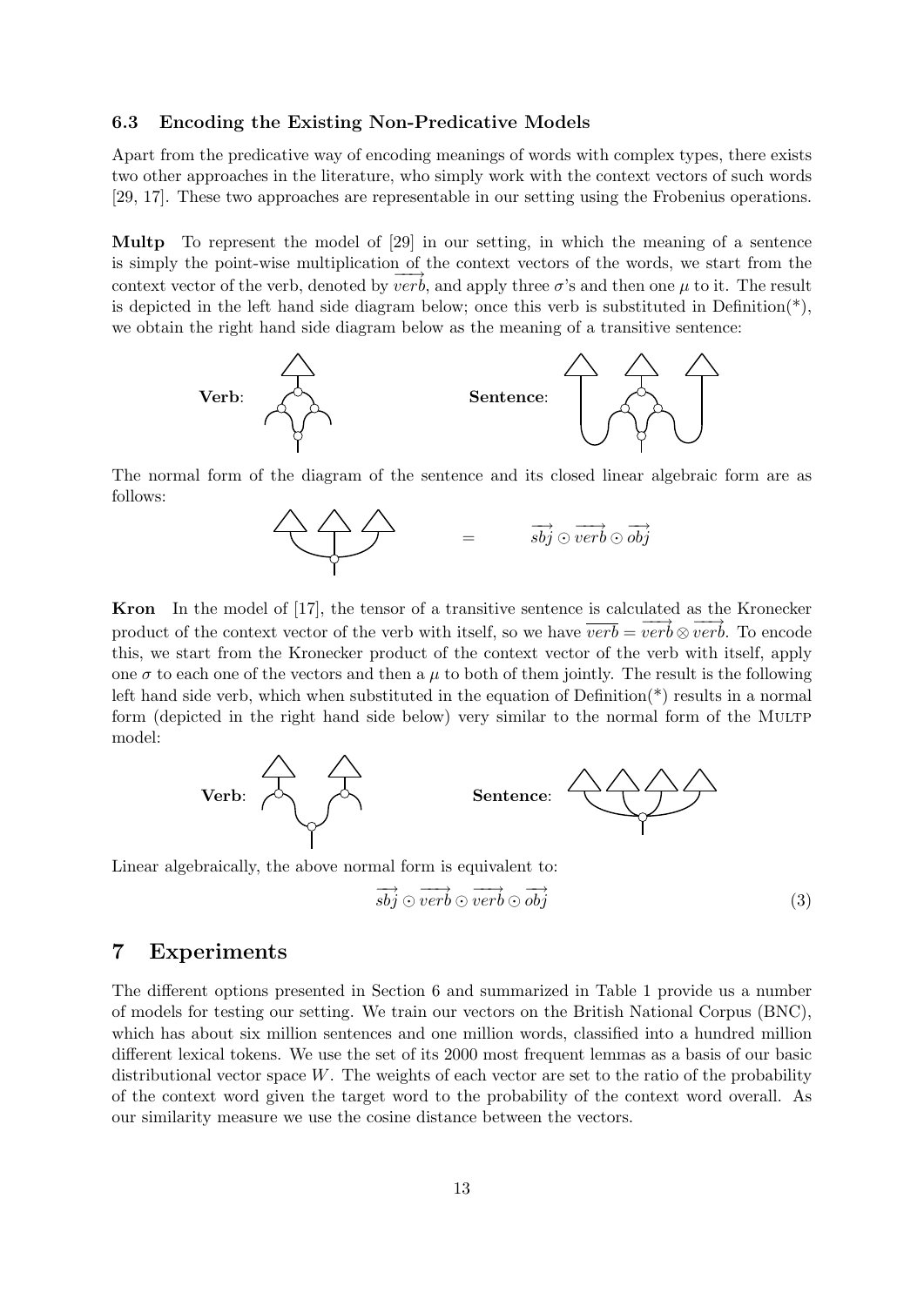### 6.3 Encoding the Existing Non-Predicative Models

Apart from the predicative way of encoding meanings of words with complex types, there exists two other approaches in the literature, who simply work with the context vectors of such words [29, 17]. These two approaches are representable in our setting using the Frobenius operations.

**Multp** To represent the model of [29] in our setting, in which the meaning of a sentence is simply the point-wise multiplication of the context vectors of the words, we start from the context vector of the verb, denoted by $\overrightarrow{verb}$, and apply three $\sigma$'s and then one $\mu$ to it. The result is depicted in the left hand side diagram below; once this verb is substituted in Definition(*), we obtain the right hand side diagram below as the meaning of a transitive sentence:

**Verb**: **Sentence**:

The normal form of the diagram of the sentence and its closed linear algebraic form are as follows:

$$= \qquad \overrightarrow{sbj} \odot \overrightarrow{verb} \odot \overrightarrow{obj}$$

**Kron** In the model of [17], the tensor of a transitive sentence is calculated as the Kronecker product of the context vector of the verb with itself, so we have $\overline{verb} = \overrightarrow{verb} \otimes \overrightarrow{verb}$. To encode this, we start from the Kronecker product of the context vector of the verb with itself, apply one $\sigma$ to each one of the vectors and then a $\mu$ to both of them jointly. The result is the following left hand side verb, which when substituted in the equation of Definition(*) results in a normal form (depicted in the right hand side below) very similar to the normal form of the Multp model:

**Verb**: **Sentence**:

Linear algebraically, the above normal form is equivalent to:

$$\overrightarrow{sbj} \odot \overrightarrow{verb} \odot \overrightarrow{verb} \odot \overrightarrow{obj} \tag{3}$$

## 7 Experiments

The different options presented in Section 6 and summarized in Table 1 provide us a number of models for testing our setting. We train our vectors on the British National Corpus (BNC), which has about six million sentences and one million words, classified into a hundred million different lexical tokens. We use the set of its 2000 most frequent lemmas as a basis of our basic distributional vector space $W$. The weights of each vector are set to the ratio of the probability of the context word given the target word to the probability of the context word overall. As our similarity measure we use the cosine distance between the vectors.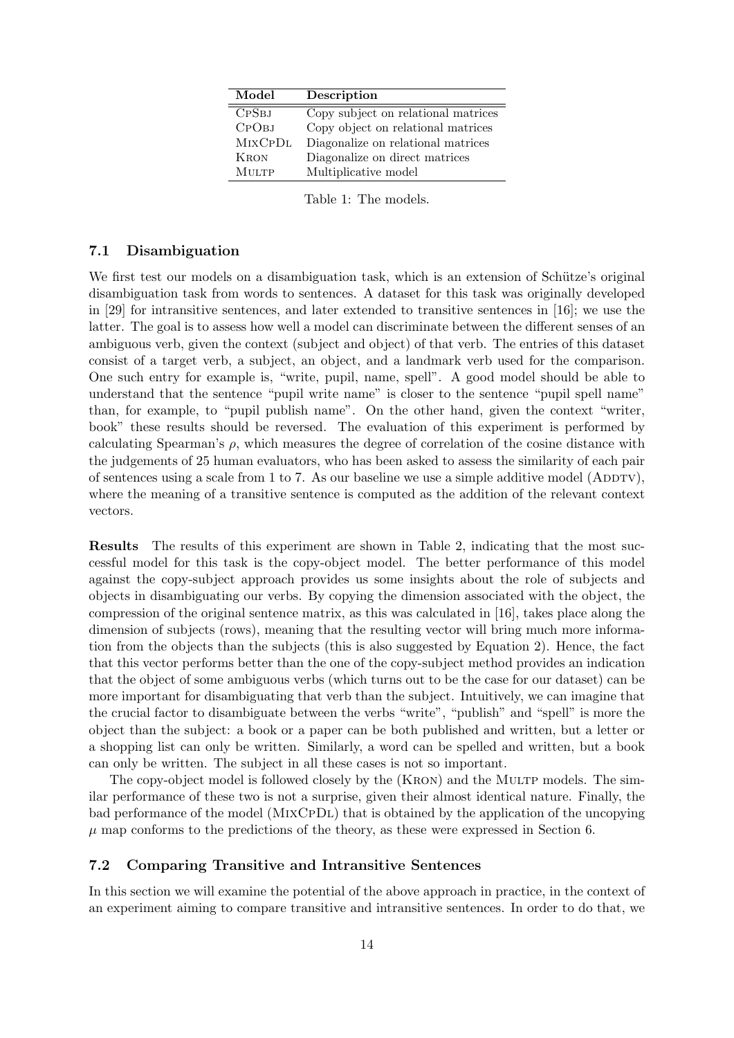| Model | Description |
|---|---|
| CpSbj | Copy subject on relational matrices |
| CpObj | Copy object on relational matrices |
| MixCpDl | Diagonalize on relational matrices |
| Kron | Diagonalize on direct matrices |
| Multp | Multiplicative model |

Table 1: The models.

### 7.1 Disambiguation

We first test our models on a disambiguation task, which is an extension of Schütze's original disambiguation task from words to sentences. A dataset for this task was originally developed in [29] for intransitive sentences, and later extended to transitive sentences in [16]; we use the latter. The goal is to assess how well a model can discriminate between the different senses of an ambiguous verb, given the context (subject and object) of that verb. The entries of this dataset consist of a target verb, a subject, an object, and a landmark verb used for the comparison. One such entry for example is, "write, pupil, name, spell". A good model should be able to understand that the sentence "pupil write name" is closer to the sentence "pupil spell name" than, for example, to "pupil publish name". On the other hand, given the context "writer, book" these results should be reversed. The evaluation of this experiment is performed by calculating Spearman's $\rho$, which measures the degree of correlation of the cosine distance with the judgements of 25 human evaluators, who has been asked to assess the similarity of each pair of sentences using a scale from 1 to 7. As our baseline we use a simple additive model (Addtv), where the meaning of a transitive sentence is computed as the addition of the relevant context vectors.

**Results** The results of this experiment are shown in Table 2, indicating that the most successful model for this task is the copy-object model. The better performance of this model against the copy-subject approach provides us some insights about the role of subjects and objects in disambiguating our verbs. By copying the dimension associated with the object, the compression of the original sentence matrix, as this was calculated in [16], takes place along the dimension of subjects (rows), meaning that the resulting vector will bring much more information from the objects than the subjects (this is also suggested by Equation 2). Hence, the fact that this vector performs better than the one of the copy-subject method provides an indication that the object of some ambiguous verbs (which turns out to be the case for our dataset) can be more important for disambiguating that verb than the subject. Intuitively, we can imagine that the crucial factor to disambiguate between the verbs "write", "publish" and "spell" is more the object than the subject: a book or a paper can be both published and written, but a letter or a shopping list can only be written. Similarly, a word can be spelled and written, but a book can only be written. The subject in all these cases is not so important.

The copy-object model is followed closely by the (Kron) and the Multp models. The similar performance of these two is not a surprise, given their almost identical nature. Finally, the bad performance of the model (MixCpDl) that is obtained by the application of the uncopying $\mu$ map conforms to the predictions of the theory, as these were expressed in Section 6.

### 7.2 Comparing Transitive and Intransitive Sentences

In this section we will examine the potential of the above approach in practice, in the context of an experiment aiming to compare transitive and intransitive sentences. In order to do that, we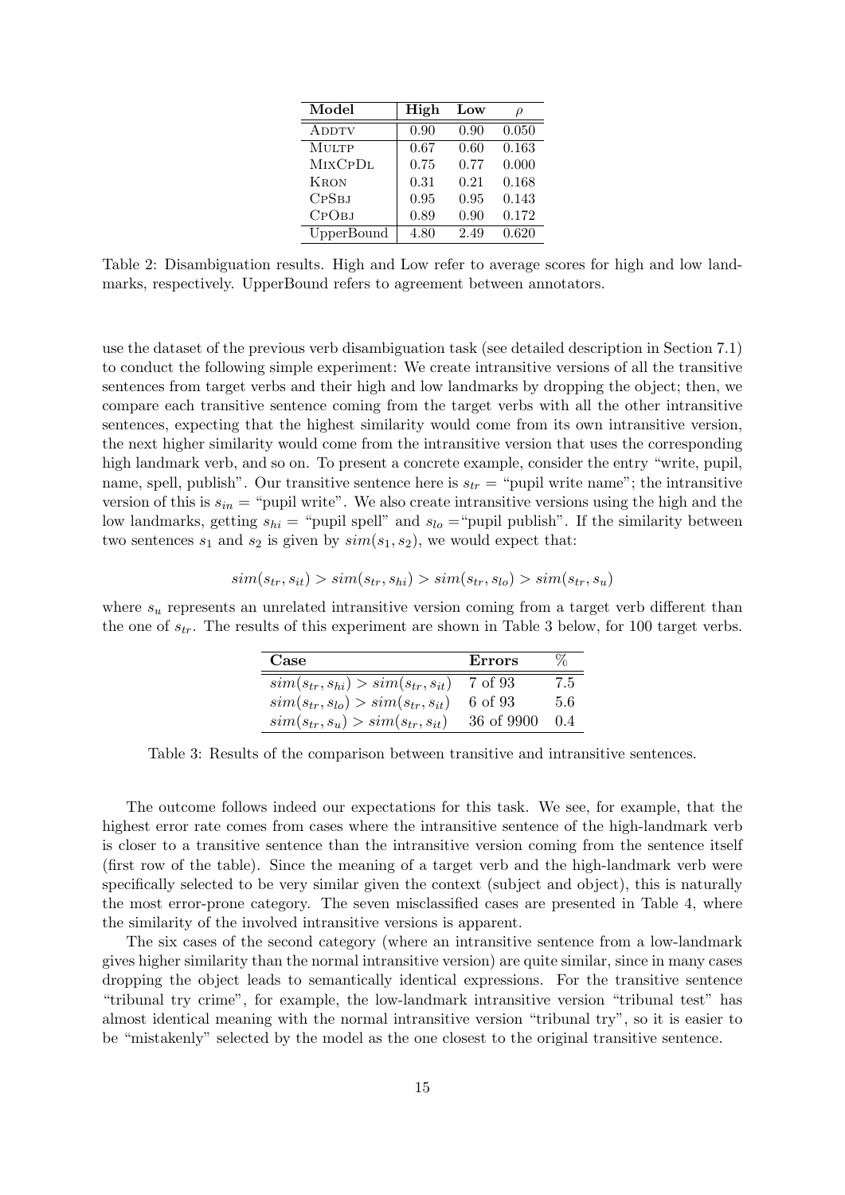| Model | High | Low | $\rho$ |
|---|---|---|---|
| AddTv | 0.90 | 0.90 | 0.050 |
| MultP | 0.67 | 0.60 | 0.163 |
| MixCpDl | 0.75 | 0.77 | 0.000 |
| Kron | 0.31 | 0.21 | 0.168 |
| CpSbj | 0.95 | 0.95 | 0.143 |
| CpObj | 0.89 | 0.90 | 0.172 |
| UpperBound | 4.80 | 2.49 | 0.620 |

Table 2: Disambiguation results. High and Low refer to average scores for high and low landmarks, respectively. UpperBound refers to agreement between annotators.

use the dataset of the previous verb disambiguation task (see detailed description in Section 7.1) to conduct the following simple experiment: We create intransitive versions of all the transitive sentences from target verbs and their high and low landmarks by dropping the object; then, we compare each transitive sentence coming from the target verbs with all the other intransitive sentences, expecting that the highest similarity would come from its own intransitive version, the next higher similarity would come from the intransitive version that uses the corresponding high landmark verb, and so on. To present a concrete example, consider the entry "write, pupil, name, spell, publish". Our transitive sentence here is $s_{tr}$ = "pupil write name"; the intransitive version of this is $s_{in}$ = "pupil write". We also create intransitive versions using the high and the low landmarks, getting $s_{hi}$ = "pupil spell" and $s_{lo}$ ="pupil publish". If the similarity between two sentences $s_1$ and $s_2$ is given by $sim(s_1, s_2)$, we would expect that:

$$sim(s_{tr}, s_{it}) > sim(s_{tr}, s_{hi}) > sim(s_{tr}, s_{lo}) > sim(s_{tr}, s_u)$$

where $s_u$ represents an unrelated intransitive version coming from a target verb different than the one of $s_{tr}$. The results of this experiment are shown in Table 3 below, for 100 target verbs.

| Case | Errors | % |
|---|---|---|
| $sim(s_{tr}, s_{hi}) > sim(s_{tr}, s_{it})$ | 7 of 93 | 7.5 |
| $sim(s_{tr}, s_{lo}) > sim(s_{tr}, s_{it})$ | 6 of 93 | 5.6 |
| $sim(s_{tr}, s_u) > sim(s_{tr}, s_{it})$ | 36 of 9900 | 0.4 |

Table 3: Results of the comparison between transitive and intransitive sentences.

The outcome follows indeed our expectations for this task. We see, for example, that the highest error rate comes from cases where the intransitive sentence of the high-landmark verb is closer to a transitive sentence than the intransitive version coming from the sentence itself (first row of the table). Since the meaning of a target verb and the high-landmark verb were specifically selected to be very similar given the context (subject and object), this is naturally the most error-prone category. The seven misclassified cases are presented in Table 4, where the similarity of the involved intransitive versions is apparent.

The six cases of the second category (where an intransitive sentence from a low-landmark gives higher similarity than the normal intransitive version) are quite similar, since in many cases dropping the object leads to semantically identical expressions. For the transitive sentence "tribunal try crime", for example, the low-landmark intransitive version "tribunal test" has almost identical meaning with the normal intransitive version "tribunal try", so it is easier to be "mistakenly" selected by the model as the one closest to the original transitive sentence.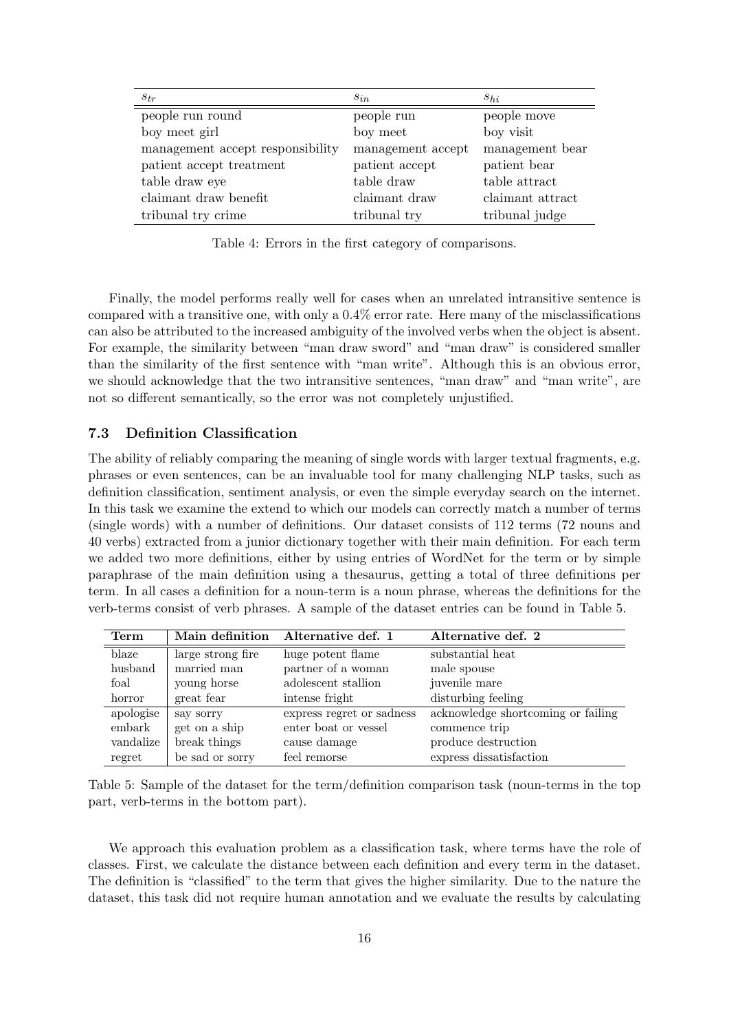| $s_{tr}$ | $s_{in}$ | $s_{hi}$ |
|---|---|---|
| people run round | people run | people move |
| boy meet girl | boy meet | boy visit |
| management accept responsibility | management accept | management bear |
| patient accept treatment | patient accept | patient bear |
| table draw eye | table draw | table attract |
| claimant draw benefit | claimant draw | claimant attract |
| tribunal try crime | tribunal try | tribunal judge |

Table 4: Errors in the first category of comparisons.

Finally, the model performs really well for cases when an unrelated intransitive sentence is compared with a transitive one, with only a 0.4% error rate. Here many of the misclassifications can also be attributed to the increased ambiguity of the involved verbs when the object is absent. For example, the similarity between "man draw sword" and "man draw" is considered smaller than the similarity of the first sentence with "man write". Although this is an obvious error, we should acknowledge that the two intransitive sentences, "man draw" and "man write", are not so different semantically, so the error was not completely unjustified.

### 7.3 Definition Classification

The ability of reliably comparing the meaning of single words with larger textual fragments, e.g. phrases or even sentences, can be an invaluable tool for many challenging NLP tasks, such as definition classification, sentiment analysis, or even the simple everyday search on the internet. In this task we examine the extend to which our models can correctly match a number of terms (single words) with a number of definitions. Our dataset consists of 112 terms (72 nouns and 40 verbs) extracted from a junior dictionary together with their main definition. For each term we added two more definitions, either by using entries of WordNet for the term or by simple paraphrase of the main definition using a thesaurus, getting a total of three definitions per term. In all cases a definition for a noun-term is a noun phrase, whereas the definitions for the verb-terms consist of verb phrases. A sample of the dataset entries can be found in Table 5.

| **Term** | **Main definition** | **Alternative def. 1** | **Alternative def. 2** |
|---|---|---|---|
| blaze | large strong fire | huge potent flame | substantial heat |
| husband | married man | partner of a woman | male spouse |
| foal | young horse | adolescent stallion | juvenile mare |
| horror | great fear | intense fright | disturbing feeling |
| apologise | say sorry | express regret or sadness | acknowledge shortcoming or failing |
| embark | get on a ship | enter boat or vessel | commence trip |
| vandalize | break things | cause damage | produce destruction |
| regret | be sad or sorry | feel remorse | express dissatisfaction |

Table 5: Sample of the dataset for the term/definition comparison task (noun-terms in the top part, verb-terms in the bottom part).

We approach this evaluation problem as a classification task, where terms have the role of classes. First, we calculate the distance between each definition and every term in the dataset. The definition is "classified" to the term that gives the higher similarity. Due to the nature the dataset, this task did not require human annotation and we evaluate the results by calculating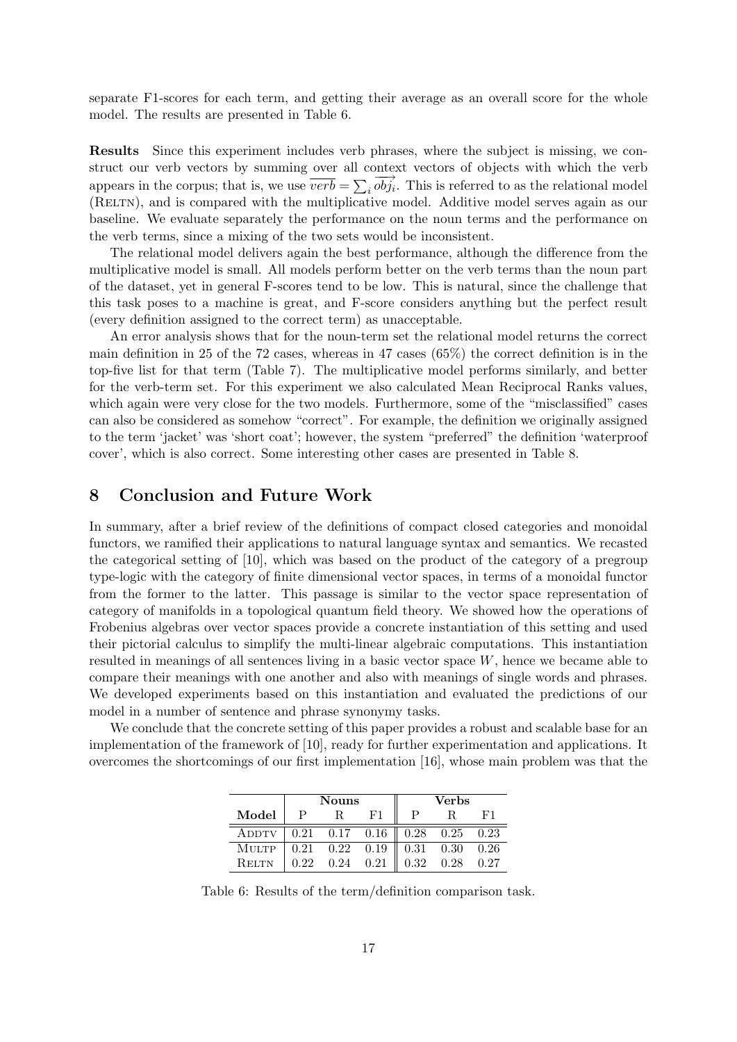separate F1-scores for each term, and getting their average as an overall score for the whole model. The results are presented in Table 6.

**Results** Since this experiment includes verb phrases, where the subject is missing, we construct our verb vectors by summing over all context vectors of objects with which the verb appears in the corpus; that is, we use $\overline{verb} = \sum_i \overrightarrow{obj_i}$. This is referred to as the relational model (Reltn), and is compared with the multiplicative model. Additive model serves again as our baseline. We evaluate separately the performance on the noun terms and the performance on the verb terms, since a mixing of the two sets would be inconsistent.

The relational model delivers again the best performance, although the difference from the multiplicative model is small. All models perform better on the verb terms than the noun part of the dataset, yet in general F-scores tend to be low. This is natural, since the challenge that this task poses to a machine is great, and F-score considers anything but the perfect result (every definition assigned to the correct term) as unacceptable.

An error analysis shows that for the noun-term set the relational model returns the correct main definition in 25 of the 72 cases, whereas in 47 cases (65%) the correct definition is in the top-five list for that term (Table 7). The multiplicative model performs similarly, and better for the verb-term set. For this experiment we also calculated Mean Reciprocal Ranks values, which again were very close for the two models. Furthermore, some of the "misclassified" cases can also be considered as somehow "correct". For example, the definition we originally assigned to the term 'jacket' was 'short coat'; however, the system "preferred" the definition 'waterproof cover', which is also correct. Some interesting other cases are presented in Table 8.

## 8 Conclusion and Future Work

In summary, after a brief review of the definitions of compact closed categories and monoidal functors, we ramified their applications to natural language syntax and semantics. We recasted the categorical setting of [10], which was based on the product of the category of a pregroup type-logic with the category of finite dimensional vector spaces, in terms of a monoidal functor from the former to the latter. This passage is similar to the vector space representation of category of manifolds in a topological quantum field theory. We showed how the operations of Frobenius algebras over vector spaces provide a concrete instantiation of this setting and used their pictorial calculus to simplify the multi-linear algebraic computations. This instantiation resulted in meanings of all sentences living in a basic vector space $W$, hence we became able to compare their meanings with one another and also with meanings of single words and phrases. We developed experiments based on this instantiation and evaluated the predictions of our model in a number of sentence and phrase synonymy tasks.

We conclude that the concrete setting of this paper provides a robust and scalable base for an implementation of the framework of [10], ready for further experimentation and applications. It overcomes the shortcomings of our first implementation [16], whose main problem was that the

| | **Nouns** | | | **Verbs** | | |
|---|---|---|---|---|---|---|
| **Model** | P | R | F1 | P | R | F1 |
| Addtv | 0.21 | 0.17 | 0.16 | 0.28 | 0.25 | 0.23 |
| Multp | 0.21 | 0.22 | 0.19 | 0.31 | 0.30 | 0.26 |
| Reltn | 0.22 | 0.24 | 0.21 | 0.32 | 0.28 | 0.27 |

Table 6: Results of the term/definition comparison task.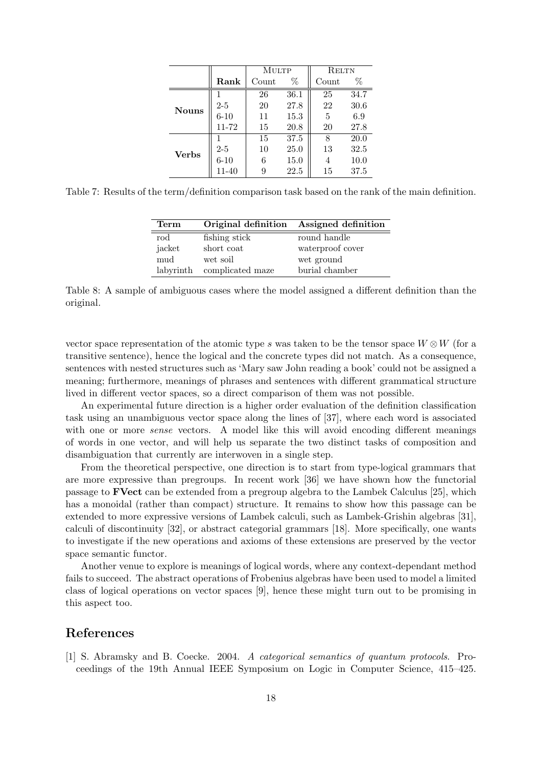| | Rank | MULTP | | RELTN | |
|---|---|---|---|---|---|
| | | Count | % | Count | % |
| **Nouns** | 1 | 26 | 36.1 | 25 | 34.7 |
| | 2-5 | 20 | 27.8 | 22 | 30.6 |
| | 6-10 | 11 | 15.3 | 5 | 6.9 |
| | 11-72 | 15 | 20.8 | 20 | 27.8 |
| **Verbs** | 1 | 15 | 37.5 | 8 | 20.0 |
| | 2-5 | 10 | 25.0 | 13 | 32.5 |
| | 6-10 | 6 | 15.0 | 4 | 10.0 |
| | 11-40 | 9 | 22.5 | 15 | 37.5 |

Table 7: Results of the term/definition comparison task based on the rank of the main definition.

| Term | Original definition | Assigned definition |
|---|---|---|
| rod | fishing stick | round handle |
| jacket | short coat | waterproof cover |
| mud | wet soil | wet ground |
| labyrinth | complicated maze | burial chamber |

Table 8: A sample of ambiguous cases where the model assigned a different definition than the original.

vector space representation of the atomic type $s$ was taken to be the tensor space $W \otimes W$ (for a transitive sentence), hence the logical and the concrete types did not match. As a consequence, sentences with nested structures such as 'Mary saw John reading a book' could not be assigned a meaning; furthermore, meanings of phrases and sentences with different grammatical structure lived in different vector spaces, so a direct comparison of them was not possible.

An experimental future direction is a higher order evaluation of the definition classification task using an unambiguous vector space along the lines of [37], where each word is associated with one or more *sense* vectors. A model like this will avoid encoding different meanings of words in one vector, and will help us separate the two distinct tasks of composition and disambiguation that currently are interwoven in a single step.

From the theoretical perspective, one direction is to start from type-logical grammars that are more expressive than pregroups. In recent work [36] we have shown how the functorial passage to **FVect** can be extended from a pregroup algebra to the Lambek Calculus [25], which has a monoidal (rather than compact) structure. It remains to show how this passage can be extended to more expressive versions of Lambek calculi, such as Lambek-Grishin algebras [31], calculi of discontinuity [32], or abstract categorial grammars [18]. More specifically, one wants to investigate if the new operations and axioms of these extensions are preserved by the vector space semantic functor.

Another venue to explore is meanings of logical words, where any context-dependant method fails to succeed. The abstract operations of Frobenius algebras have been used to model a limited class of logical operations on vector spaces [9], hence these might turn out to be promising in this aspect too.

## References

[1] S. Abramsky and B. Coecke. 2004. *A categorical semantics of quantum protocols*. Proceedings of the 19th Annual IEEE Symposium on Logic in Computer Science, 415–425.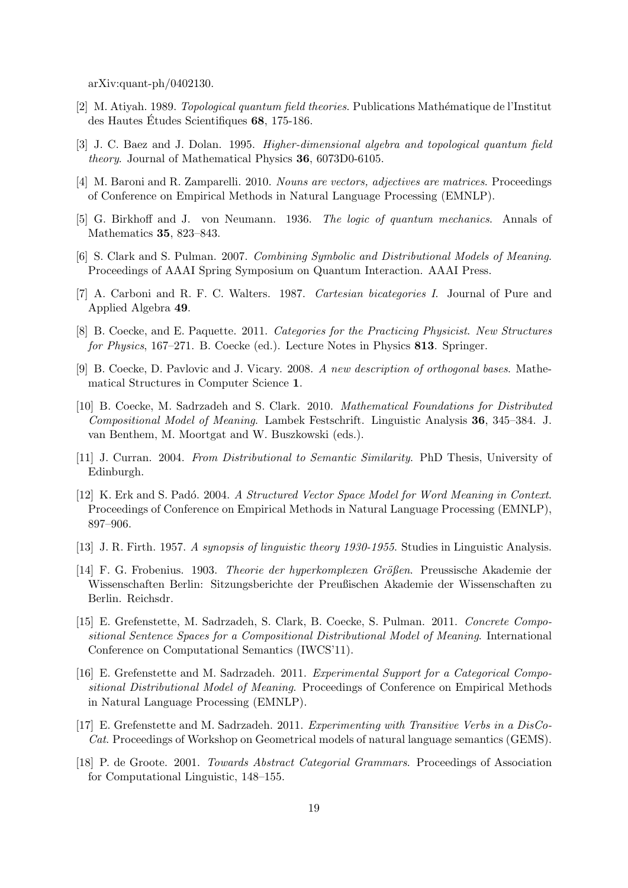arXiv:quant-ph/0402130.

[2] M. Atiyah. 1989. *Topological quantum field theories*. Publications Mathématique de l'Institut des Hautes Études Scientifiques **68**, 175-186.

[3] J. C. Baez and J. Dolan. 1995. *Higher-dimensional algebra and topological quantum field theory*. Journal of Mathematical Physics **36**, 6073D0-6105.

[4] M. Baroni and R. Zamparelli. 2010. *Nouns are vectors, adjectives are matrices*. Proceedings of Conference on Empirical Methods in Natural Language Processing (EMNLP).

[5] G. Birkhoff and J. von Neumann. 1936. *The logic of quantum mechanics*. Annals of Mathematics **35**, 823–843.

[6] S. Clark and S. Pulman. 2007. *Combining Symbolic and Distributional Models of Meaning*. Proceedings of AAAI Spring Symposium on Quantum Interaction. AAAI Press.

[7] A. Carboni and R. F. C. Walters. 1987. *Cartesian bicategories I*. Journal of Pure and Applied Algebra **49**.

[8] B. Coecke, and E. Paquette. 2011. *Categories for the Practicing Physicist*. *New Structures for Physics*, 167–271. B. Coecke (ed.). Lecture Notes in Physics **813**. Springer.

[9] B. Coecke, D. Pavlovic and J. Vicary. 2008. *A new description of orthogonal bases*. Mathematical Structures in Computer Science **1**.

[10] B. Coecke, M. Sadrzadeh and S. Clark. 2010. *Mathematical Foundations for Distributed Compositional Model of Meaning*. Lambek Festschrift. Linguistic Analysis **36**, 345–384. J. van Benthem, M. Moortgat and W. Buszkowski (eds.).

[11] J. Curran. 2004. *From Distributional to Semantic Similarity*. PhD Thesis, University of Edinburgh.

[12] K. Erk and S. Padó. 2004. *A Structured Vector Space Model for Word Meaning in Context*. Proceedings of Conference on Empirical Methods in Natural Language Processing (EMNLP), 897–906.

[13] J. R. Firth. 1957. *A synopsis of linguistic theory 1930-1955*. Studies in Linguistic Analysis.

[14] F. G. Frobenius. 1903. *Theorie der hyperkomplexen Größen*. Preussische Akademie der Wissenschaften Berlin: Sitzungsberichte der Preußischen Akademie der Wissenschaften zu Berlin. Reichsdr.

[15] E. Grefenstette, M. Sadrzadeh, S. Clark, B. Coecke, S. Pulman. 2011. *Concrete Compositional Sentence Spaces for a Compositional Distributional Model of Meaning*. International Conference on Computational Semantics (IWCS'11).

[16] E. Grefenstette and M. Sadrzadeh. 2011. *Experimental Support for a Categorical Compositional Distributional Model of Meaning*. Proceedings of Conference on Empirical Methods in Natural Language Processing (EMNLP).

[17] E. Grefenstette and M. Sadrzadeh. 2011. *Experimenting with Transitive Verbs in a DisCoCat*. Proceedings of Workshop on Geometrical models of natural language semantics (GEMS).

[18] P. de Groote. 2001. *Towards Abstract Categorial Grammars*. Proceedings of Association for Computational Linguistic, 148–155.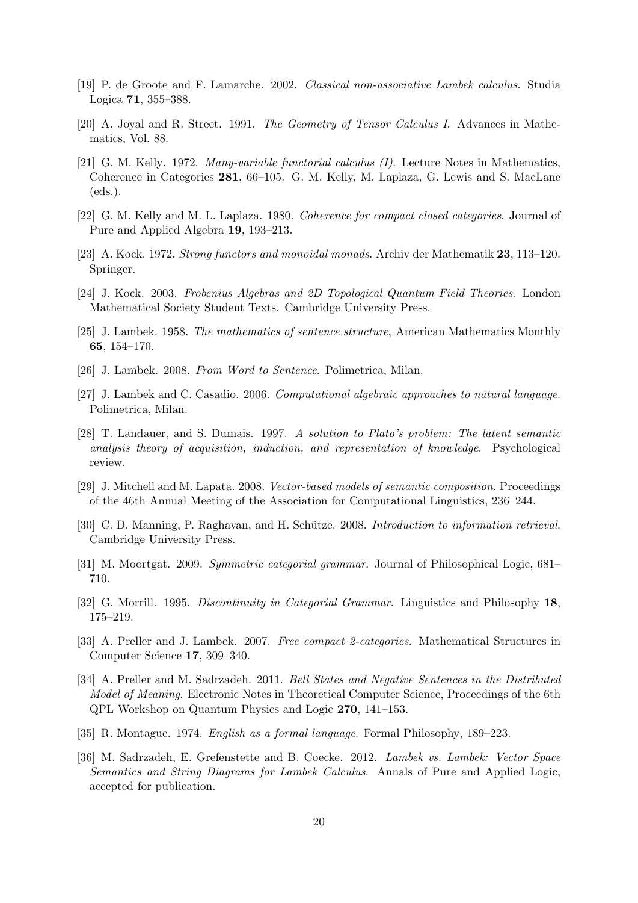[19] P. de Groote and F. Lamarche. 2002. *Classical non-associative Lambek calculus*. Studia Logica **71**, 355–388.

[20] A. Joyal and R. Street. 1991. *The Geometry of Tensor Calculus I*. Advances in Mathematics, Vol. 88.

[21] G. M. Kelly. 1972. *Many-variable functorial calculus (I)*. Lecture Notes in Mathematics, Coherence in Categories **281**, 66–105. G. M. Kelly, M. Laplaza, G. Lewis and S. MacLane (eds.).

[22] G. M. Kelly and M. L. Laplaza. 1980. *Coherence for compact closed categories*. Journal of Pure and Applied Algebra **19**, 193–213.

[23] A. Kock. 1972. *Strong functors and monoidal monads*. Archiv der Mathematik **23**, 113–120. Springer.

[24] J. Kock. 2003. *Frobenius Algebras and 2D Topological Quantum Field Theories*. London Mathematical Society Student Texts. Cambridge University Press.

[25] J. Lambek. 1958. *The mathematics of sentence structure*, American Mathematics Monthly **65**, 154–170.

[26] J. Lambek. 2008. *From Word to Sentence*. Polimetrica, Milan.

[27] J. Lambek and C. Casadio. 2006. *Computational algebraic approaches to natural language*. Polimetrica, Milan.

[28] T. Landauer, and S. Dumais. 1997. *A solution to Plato's problem: The latent semantic analysis theory of acquisition, induction, and representation of knowledge*. Psychological review.

[29] J. Mitchell and M. Lapata. 2008. *Vector-based models of semantic composition*. Proceedings of the 46th Annual Meeting of the Association for Computational Linguistics, 236–244.

[30] C. D. Manning, P. Raghavan, and H. Schütze. 2008. *Introduction to information retrieval*. Cambridge University Press.

[31] M. Moortgat. 2009. *Symmetric categorial grammar*. Journal of Philosophical Logic, 681–710.

[32] G. Morrill. 1995. *Discontinuity in Categorial Grammar*. Linguistics and Philosophy **18**, 175–219.

[33] A. Preller and J. Lambek. 2007. *Free compact 2-categories*. Mathematical Structures in Computer Science **17**, 309–340.

[34] A. Preller and M. Sadrzadeh. 2011. *Bell States and Negative Sentences in the Distributed Model of Meaning*. Electronic Notes in Theoretical Computer Science, Proceedings of the 6th QPL Workshop on Quantum Physics and Logic **270**, 141–153.

[35] R. Montague. 1974. *English as a formal language*. Formal Philosophy, 189–223.

[36] M. Sadrzadeh, E. Grefenstette and B. Coecke. 2012. *Lambek vs. Lambek: Vector Space Semantics and String Diagrams for Lambek Calculus*. Annals of Pure and Applied Logic, accepted for publication.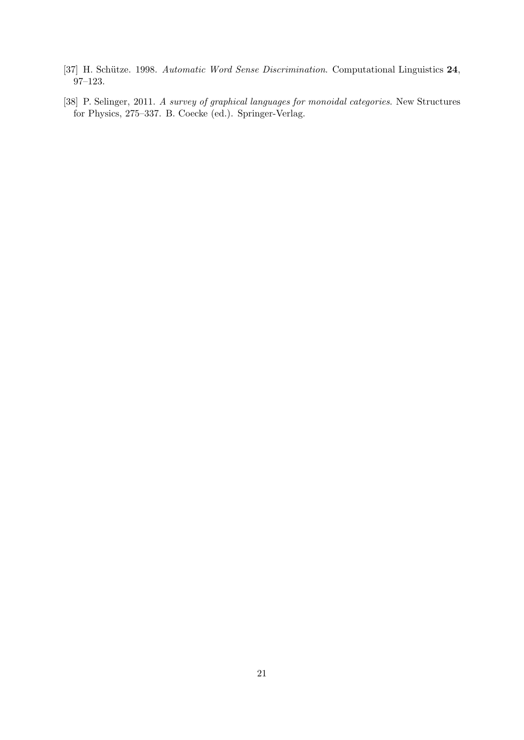[37] H. Schütze. 1998. *Automatic Word Sense Discrimination*. Computational Linguistics **24**, 97–123.

[38] P. Selinger, 2011. *A survey of graphical languages for monoidal categories*. New Structures for Physics, 275–337. B. Coecke (ed.). Springer-Verlag.